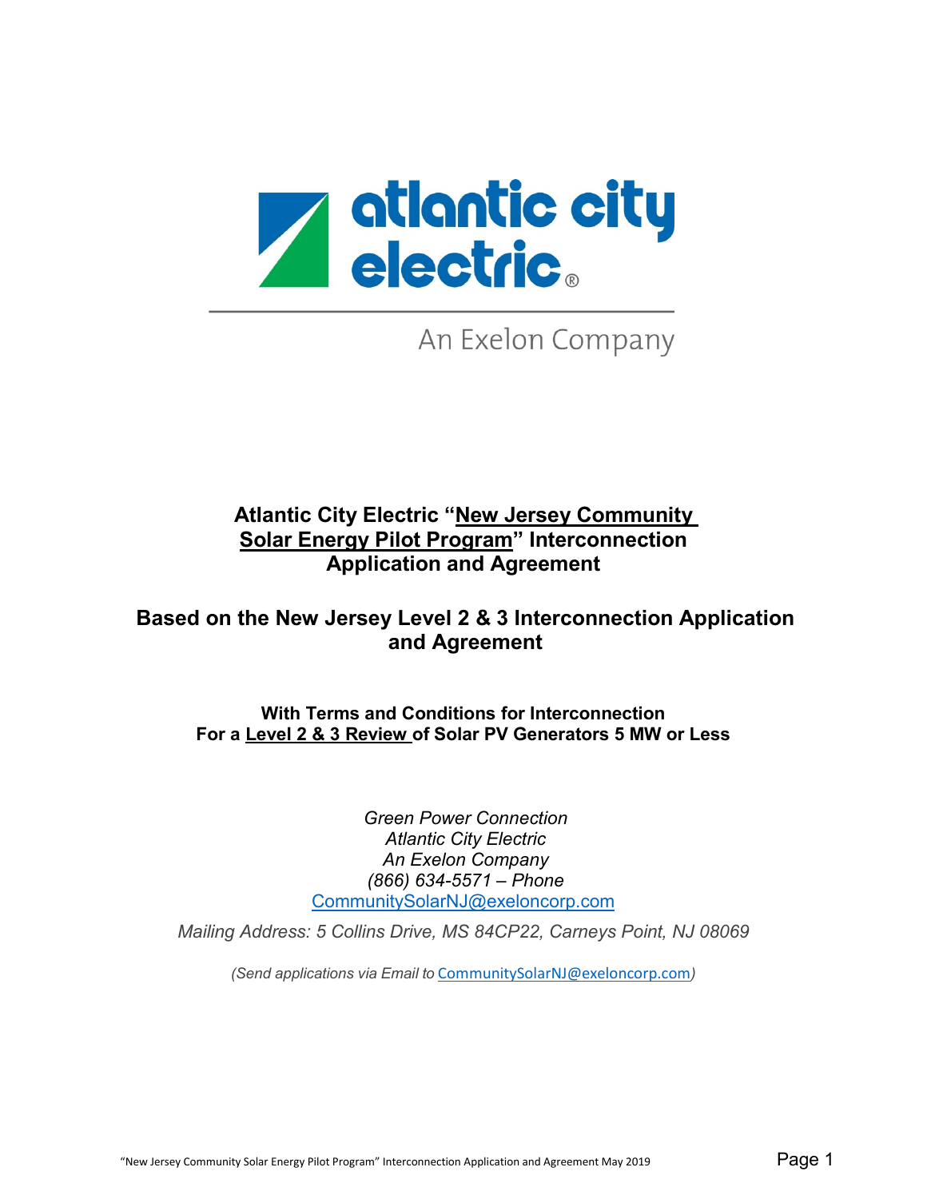atlantic city electric

An Exelon Company

# Atlantic City Electric "New Jersey Community Solar Energy Pilot Program" Interconnection Application and Agreement

## Based on the New Jersey Level 2 & 3 Interconnection Application and Agreement

**With Terms and Conditions for Interconnection For a Level 2 & 3 Review of Solar PV Generators 5 MW or Less**

*Green Power Connection*
*Atlantic City Electric*
*An Exelon Company*
*(866) 634-5571 – Phone*
CommunitySolarNJ@exeloncorp.com

*Mailing Address: 5 Collins Drive, MS 84CP22, Carneys Point, NJ 08069*

*(Send applications via Email to CommunitySolarNJ@exeloncorp.com)*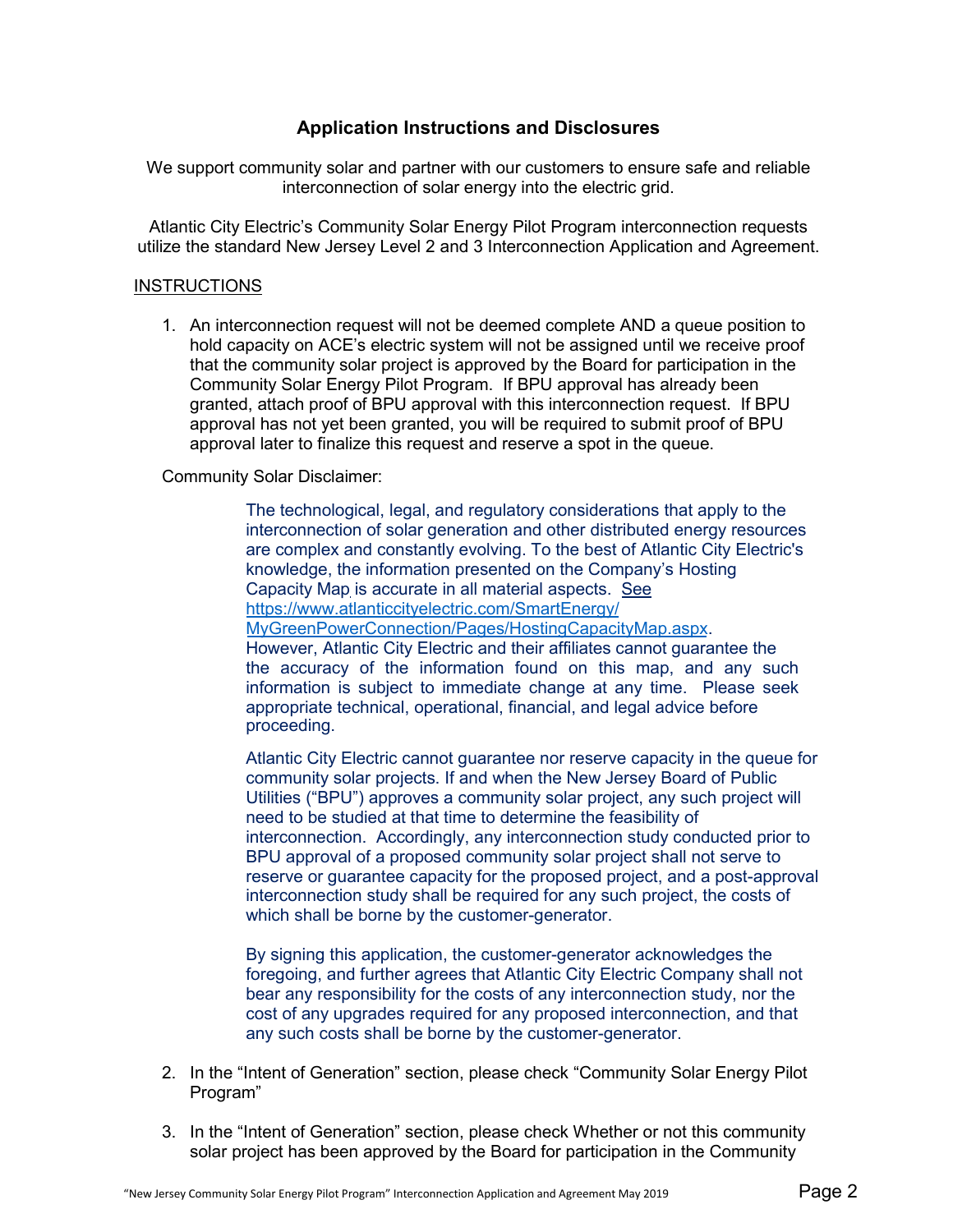## Application Instructions and Disclosures

We support community solar and partner with our customers to ensure safe and reliable interconnection of solar energy into the electric grid.

Atlantic City Electric's Community Solar Energy Pilot Program interconnection requests utilize the standard New Jersey Level 2 and 3 Interconnection Application and Agreement.

<u>INSTRUCTIONS</u>

1. An interconnection request will not be deemed complete AND a queue position to hold capacity on ACE's electric system will not be assigned until we receive proof that the community solar project is approved by the Board for participation in the Community Solar Energy Pilot Program. If BPU approval has already been granted, attach proof of BPU approval with this interconnection request. If BPU approval has not yet been granted, you will be required to submit proof of BPU approval later to finalize this request and reserve a spot in the queue.

   Community Solar Disclaimer:

   > The technological, legal, and regulatory considerations that apply to the interconnection of solar generation and other distributed energy resources are complex and constantly evolving. To the best of Atlantic City Electric's knowledge, the information presented on the Company's Hosting Capacity Map is accurate in all material aspects. See https://www.atlanticcityelectric.com/SmartEnergy/MyGreenPowerConnection/Pages/HostingCapacityMap.aspx. However, Atlantic City Electric and their affiliates cannot guarantee the the accuracy of the information found on this map, and any such information is subject to immediate change at any time. Please seek appropriate technical, operational, financial, and legal advice before proceeding.
   >
   > Atlantic City Electric cannot guarantee nor reserve capacity in the queue for community solar projects. If and when the New Jersey Board of Public Utilities ("BPU") approves a community solar project, any such project will need to be studied at that time to determine the feasibility of interconnection. Accordingly, any interconnection study conducted prior to BPU approval of a proposed community solar project shall not serve to reserve or guarantee capacity for the proposed project, and a post-approval interconnection study shall be required for any such project, the costs of which shall be borne by the customer-generator.
   >
   > By signing this application, the customer-generator acknowledges the foregoing, and further agrees that Atlantic City Electric Company shall not bear any responsibility for the costs of any interconnection study, nor the cost of any upgrades required for any proposed interconnection, and that any such costs shall be borne by the customer-generator.

2. In the "Intent of Generation" section, please check "Community Solar Energy Pilot Program"

3. In the "Intent of Generation" section, please check Whether or not this community solar project has been approved by the Board for participation in the Community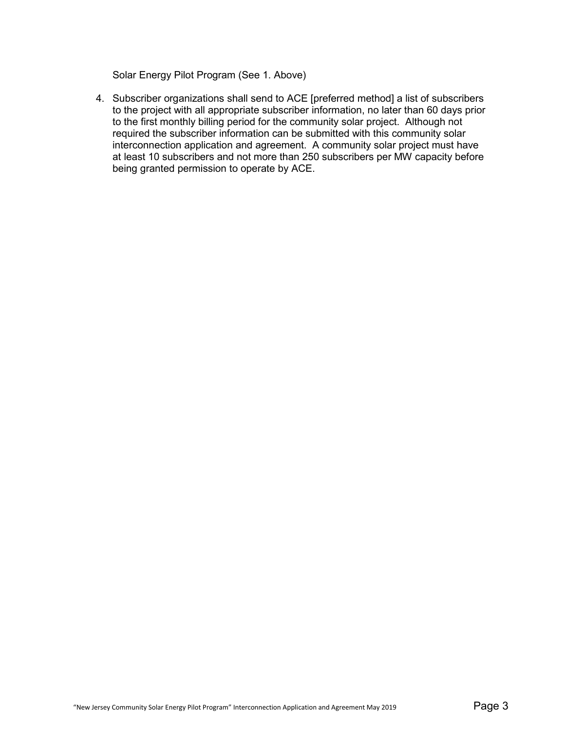Solar Energy Pilot Program (See 1. Above)

4. Subscriber organizations shall send to ACE [preferred method] a list of subscribers to the project with all appropriate subscriber information, no later than 60 days prior to the first monthly billing period for the community solar project. Although not required the subscriber information can be submitted with this community solar interconnection application and agreement. A community solar project must have at least 10 subscribers and not more than 250 subscribers per MW capacity before being granted permission to operate by ACE.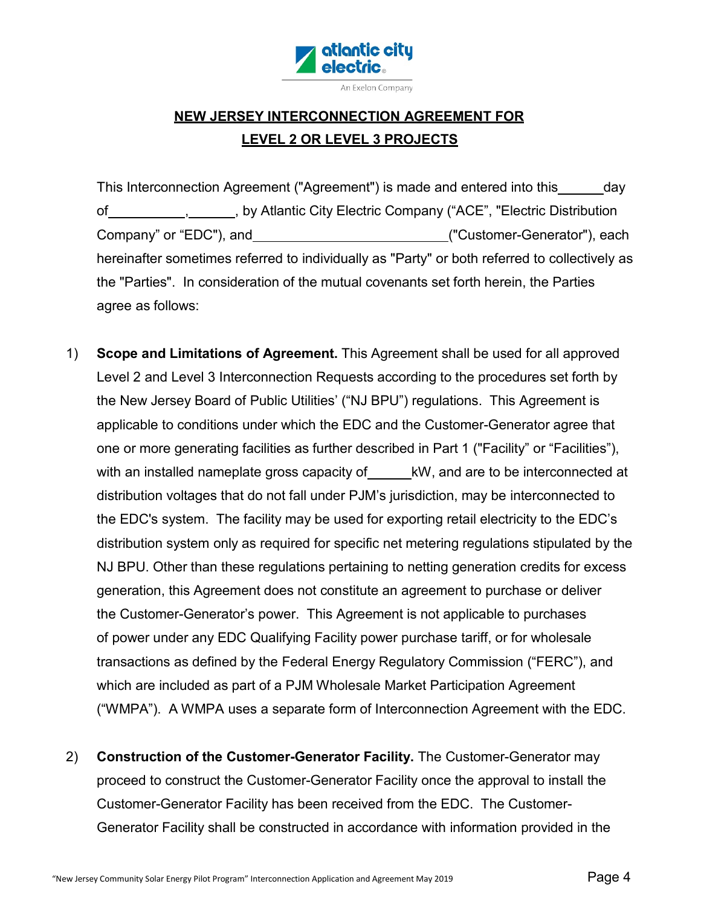## NEW JERSEY INTERCONNECTION AGREEMENT FOR LEVEL 2 OR LEVEL 3 PROJECTS

This Interconnection Agreement ("Agreement") is made and entered into this ______ day of __________, ______, by Atlantic City Electric Company ("ACE", "Electric Distribution Company" or "EDC"), and __________________________ ("Customer-Generator"), each hereinafter sometimes referred to individually as "Party" or both referred to collectively as the "Parties". In consideration of the mutual covenants set forth herein, the Parties agree as follows:

1) **Scope and Limitations of Agreement.** This Agreement shall be used for all approved Level 2 and Level 3 Interconnection Requests according to the procedures set forth by the New Jersey Board of Public Utilities' ("NJ BPU") regulations. This Agreement is applicable to conditions under which the EDC and the Customer-Generator agree that one or more generating facilities as further described in Part 1 ("Facility" or "Facilities"), with an installed nameplate gross capacity of ______ kW, and are to be interconnected at distribution voltages that do not fall under PJM's jurisdiction, may be interconnected to the EDC's system. The facility may be used for exporting retail electricity to the EDC's distribution system only as required for specific net metering regulations stipulated by the NJ BPU. Other than these regulations pertaining to netting generation credits for excess generation, this Agreement does not constitute an agreement to purchase or deliver the Customer-Generator's power. This Agreement is not applicable to purchases of power under any EDC Qualifying Facility power purchase tariff, or for wholesale transactions as defined by the Federal Energy Regulatory Commission ("FERC"), and which are included as part of a PJM Wholesale Market Participation Agreement ("WMPA"). A WMPA uses a separate form of Interconnection Agreement with the EDC.

2) **Construction of the Customer-Generator Facility.** The Customer-Generator may proceed to construct the Customer-Generator Facility once the approval to install the Customer-Generator Facility has been received from the EDC. The Customer-Generator Facility shall be constructed in accordance with information provided in the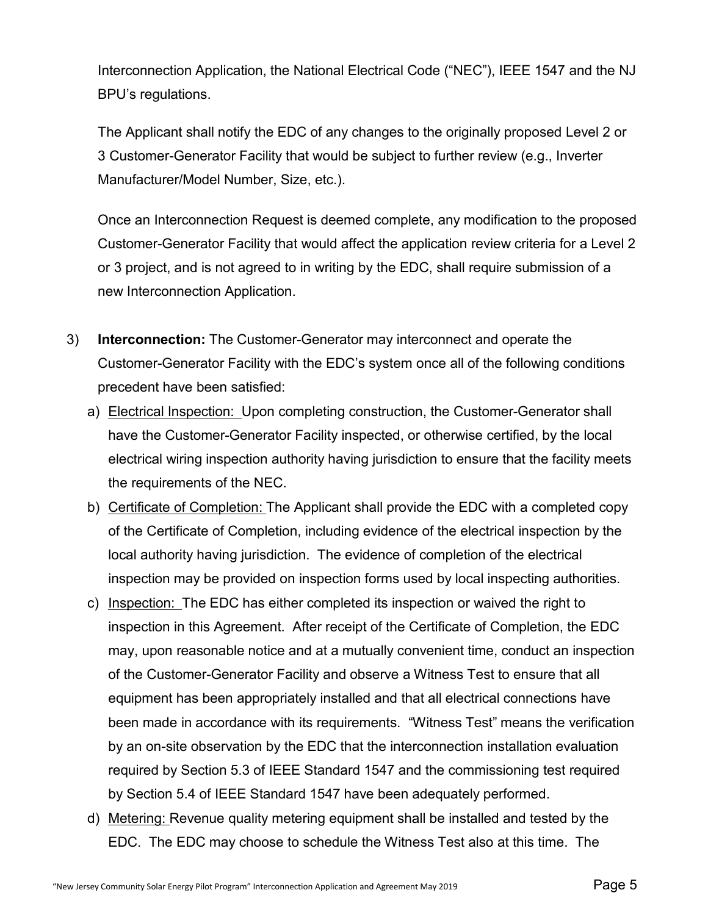Interconnection Application, the National Electrical Code ("NEC"), IEEE 1547 and the NJ BPU's regulations.

The Applicant shall notify the EDC of any changes to the originally proposed Level 2 or 3 Customer-Generator Facility that would be subject to further review (e.g., Inverter Manufacturer/Model Number, Size, etc.).

Once an Interconnection Request is deemed complete, any modification to the proposed Customer-Generator Facility that would affect the application review criteria for a Level 2 or 3 project, and is not agreed to in writing by the EDC, shall require submission of a new Interconnection Application.

3) **Interconnection:** The Customer-Generator may interconnect and operate the Customer-Generator Facility with the EDC's system once all of the following conditions precedent have been satisfied:

   a) Electrical Inspection: Upon completing construction, the Customer-Generator shall have the Customer-Generator Facility inspected, or otherwise certified, by the local electrical wiring inspection authority having jurisdiction to ensure that the facility meets the requirements of the NEC.

   b) Certificate of Completion: The Applicant shall provide the EDC with a completed copy of the Certificate of Completion, including evidence of the electrical inspection by the local authority having jurisdiction. The evidence of completion of the electrical inspection may be provided on inspection forms used by local inspecting authorities.

   c) Inspection: The EDC has either completed its inspection or waived the right to inspection in this Agreement. After receipt of the Certificate of Completion, the EDC may, upon reasonable notice and at a mutually convenient time, conduct an inspection of the Customer-Generator Facility and observe a Witness Test to ensure that all equipment has been appropriately installed and that all electrical connections have been made in accordance with its requirements. "Witness Test" means the verification by an on-site observation by the EDC that the interconnection installation evaluation required by Section 5.3 of IEEE Standard 1547 and the commissioning test required by Section 5.4 of IEEE Standard 1547 have been adequately performed.

   d) Metering: Revenue quality metering equipment shall be installed and tested by the EDC. The EDC may choose to schedule the Witness Test also at this time. The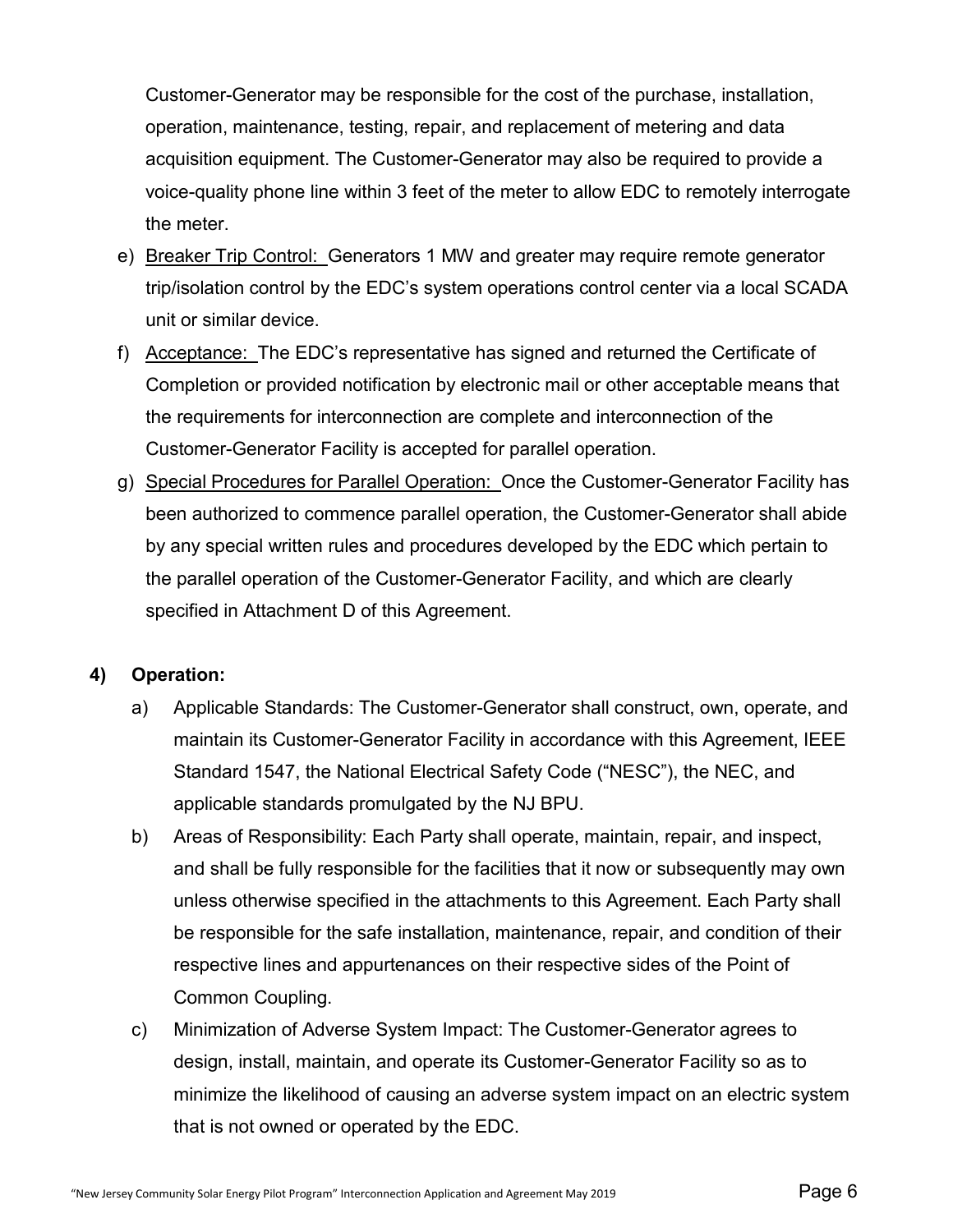Customer-Generator may be responsible for the cost of the purchase, installation, operation, maintenance, testing, repair, and replacement of metering and data acquisition equipment. The Customer-Generator may also be required to provide a voice-quality phone line within 3 feet of the meter to allow EDC to remotely interrogate the meter.

e) <u>Breaker Trip Control:</u> Generators 1 MW and greater may require remote generator trip/isolation control by the EDC's system operations control center via a local SCADA unit or similar device.

f) <u>Acceptance:</u> The EDC's representative has signed and returned the Certificate of Completion or provided notification by electronic mail or other acceptable means that the requirements for interconnection are complete and interconnection of the Customer-Generator Facility is accepted for parallel operation.

g) <u>Special Procedures for Parallel Operation:</u> Once the Customer-Generator Facility has been authorized to commence parallel operation, the Customer-Generator shall abide by any special written rules and procedures developed by the EDC which pertain to the parallel operation of the Customer-Generator Facility, and which are clearly specified in Attachment D of this Agreement.

**4) Operation:**

a) Applicable Standards: The Customer-Generator shall construct, own, operate, and maintain its Customer-Generator Facility in accordance with this Agreement, IEEE Standard 1547, the National Electrical Safety Code ("NESC"), the NEC, and applicable standards promulgated by the NJ BPU.

b) Areas of Responsibility: Each Party shall operate, maintain, repair, and inspect, and shall be fully responsible for the facilities that it now or subsequently may own unless otherwise specified in the attachments to this Agreement. Each Party shall be responsible for the safe installation, maintenance, repair, and condition of their respective lines and appurtenances on their respective sides of the Point of Common Coupling.

c) Minimization of Adverse System Impact: The Customer-Generator agrees to design, install, maintain, and operate its Customer-Generator Facility so as to minimize the likelihood of causing an adverse system impact on an electric system that is not owned or operated by the EDC.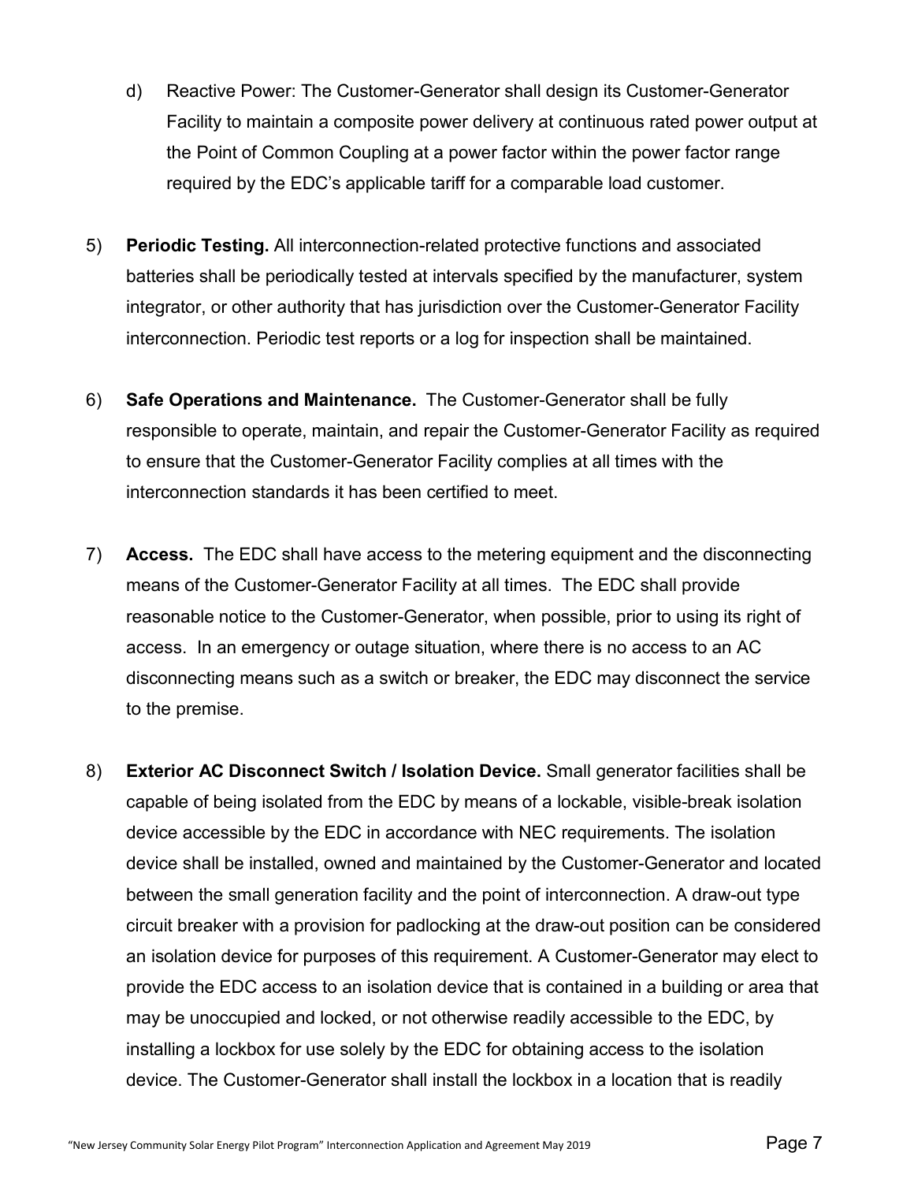d) Reactive Power: The Customer-Generator shall design its Customer-Generator Facility to maintain a composite power delivery at continuous rated power output at the Point of Common Coupling at a power factor within the power factor range required by the EDC's applicable tariff for a comparable load customer.

5) **Periodic Testing.** All interconnection-related protective functions and associated batteries shall be periodically tested at intervals specified by the manufacturer, system integrator, or other authority that has jurisdiction over the Customer-Generator Facility interconnection. Periodic test reports or a log for inspection shall be maintained.

6) **Safe Operations and Maintenance.** The Customer-Generator shall be fully responsible to operate, maintain, and repair the Customer-Generator Facility as required to ensure that the Customer-Generator Facility complies at all times with the interconnection standards it has been certified to meet.

7) **Access.** The EDC shall have access to the metering equipment and the disconnecting means of the Customer-Generator Facility at all times. The EDC shall provide reasonable notice to the Customer-Generator, when possible, prior to using its right of access. In an emergency or outage situation, where there is no access to an AC disconnecting means such as a switch or breaker, the EDC may disconnect the service to the premise.

8) **Exterior AC Disconnect Switch / Isolation Device.** Small generator facilities shall be capable of being isolated from the EDC by means of a lockable, visible-break isolation device accessible by the EDC in accordance with NEC requirements. The isolation device shall be installed, owned and maintained by the Customer-Generator and located between the small generation facility and the point of interconnection. A draw-out type circuit breaker with a provision for padlocking at the draw-out position can be considered an isolation device for purposes of this requirement. A Customer-Generator may elect to provide the EDC access to an isolation device that is contained in a building or area that may be unoccupied and locked, or not otherwise readily accessible to the EDC, by installing a lockbox for use solely by the EDC for obtaining access to the isolation device. The Customer-Generator shall install the lockbox in a location that is readily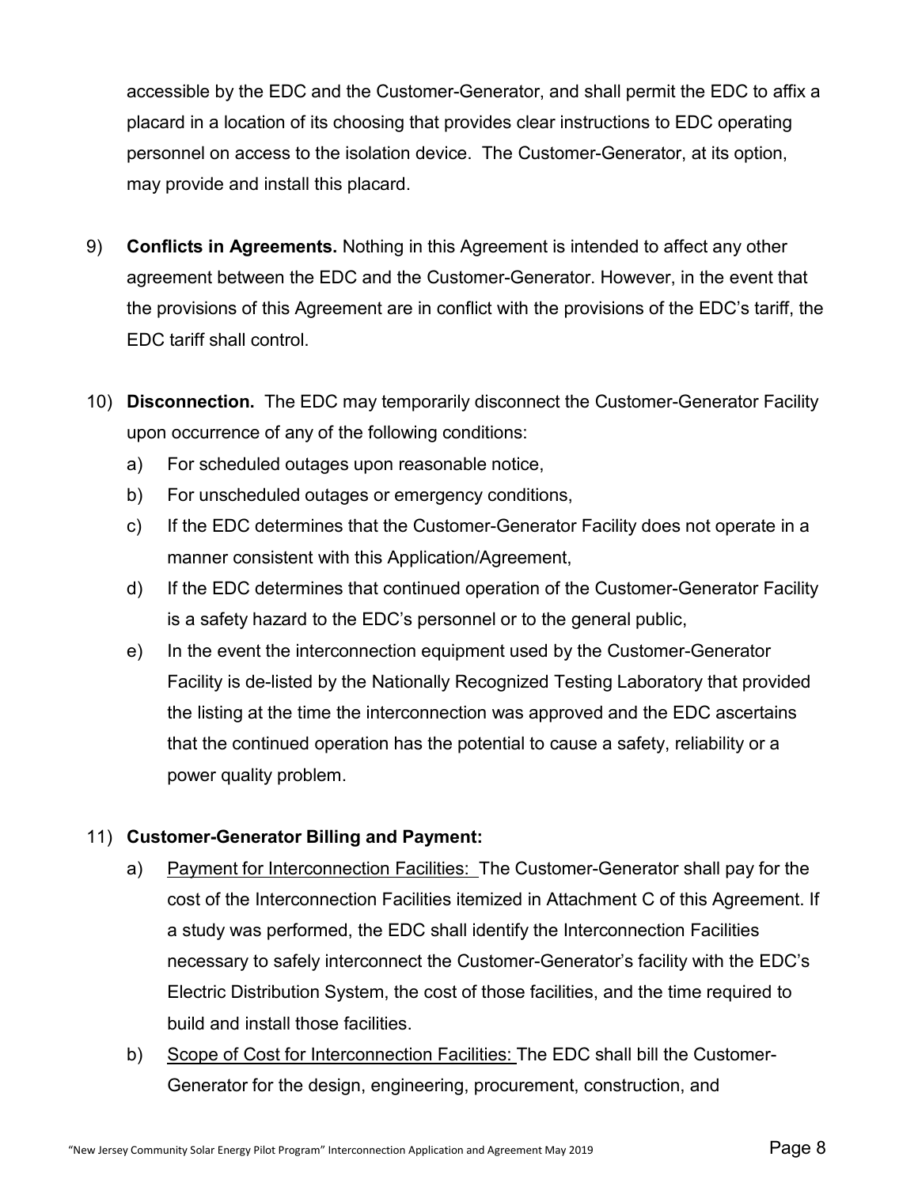accessible by the EDC and the Customer-Generator, and shall permit the EDC to affix a placard in a location of its choosing that provides clear instructions to EDC operating personnel on access to the isolation device. The Customer-Generator, at its option, may provide and install this placard.

9) **Conflicts in Agreements.** Nothing in this Agreement is intended to affect any other agreement between the EDC and the Customer-Generator. However, in the event that the provisions of this Agreement are in conflict with the provisions of the EDC's tariff, the EDC tariff shall control.

10) **Disconnection.** The EDC may temporarily disconnect the Customer-Generator Facility upon occurrence of any of the following conditions:
    a) For scheduled outages upon reasonable notice,
    b) For unscheduled outages or emergency conditions,
    c) If the EDC determines that the Customer-Generator Facility does not operate in a manner consistent with this Application/Agreement,
    d) If the EDC determines that continued operation of the Customer-Generator Facility is a safety hazard to the EDC's personnel or to the general public,
    e) In the event the interconnection equipment used by the Customer-Generator Facility is de-listed by the Nationally Recognized Testing Laboratory that provided the listing at the time the interconnection was approved and the EDC ascertains that the continued operation has the potential to cause a safety, reliability or a power quality problem.

11) **Customer-Generator Billing and Payment:**
    a) <u>Payment for Interconnection Facilities:</u> The Customer-Generator shall pay for the cost of the Interconnection Facilities itemized in Attachment C of this Agreement. If a study was performed, the EDC shall identify the Interconnection Facilities necessary to safely interconnect the Customer-Generator's facility with the EDC's Electric Distribution System, the cost of those facilities, and the time required to build and install those facilities.
    b) <u>Scope of Cost for Interconnection Facilities:</u> The EDC shall bill the Customer-Generator for the design, engineering, procurement, construction, and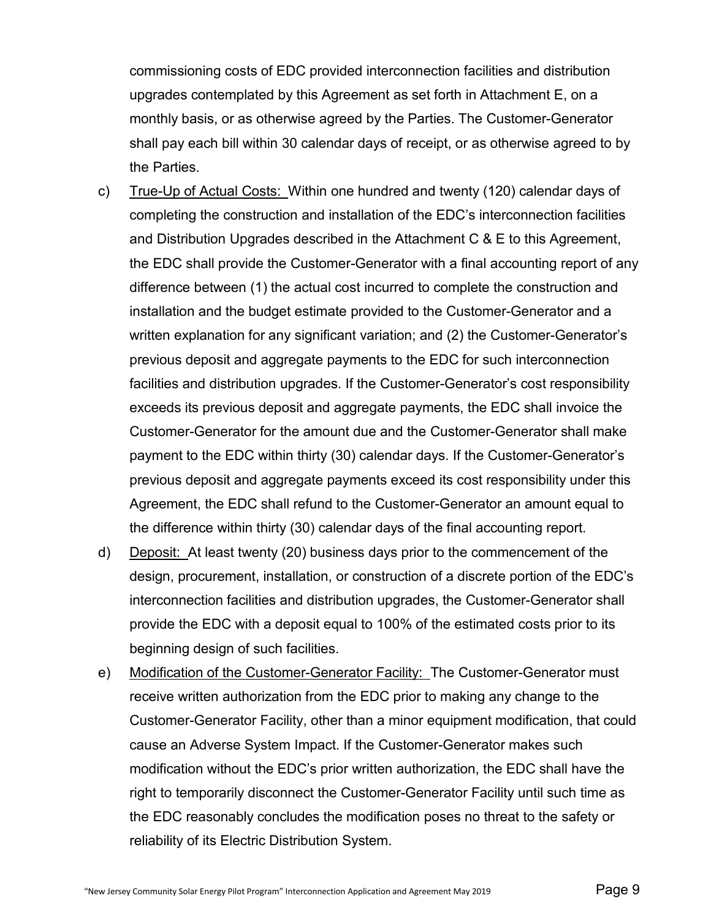commissioning costs of EDC provided interconnection facilities and distribution upgrades contemplated by this Agreement as set forth in Attachment E, on a monthly basis, or as otherwise agreed by the Parties. The Customer-Generator shall pay each bill within 30 calendar days of receipt, or as otherwise agreed to by the Parties.

c) True-Up of Actual Costs: Within one hundred and twenty (120) calendar days of completing the construction and installation of the EDC's interconnection facilities and Distribution Upgrades described in the Attachment C & E to this Agreement, the EDC shall provide the Customer-Generator with a final accounting report of any difference between (1) the actual cost incurred to complete the construction and installation and the budget estimate provided to the Customer-Generator and a written explanation for any significant variation; and (2) the Customer-Generator's previous deposit and aggregate payments to the EDC for such interconnection facilities and distribution upgrades. If the Customer-Generator's cost responsibility exceeds its previous deposit and aggregate payments, the EDC shall invoice the Customer-Generator for the amount due and the Customer-Generator shall make payment to the EDC within thirty (30) calendar days. If the Customer-Generator's previous deposit and aggregate payments exceed its cost responsibility under this Agreement, the EDC shall refund to the Customer-Generator an amount equal to the difference within thirty (30) calendar days of the final accounting report.

d) Deposit: At least twenty (20) business days prior to the commencement of the design, procurement, installation, or construction of a discrete portion of the EDC's interconnection facilities and distribution upgrades, the Customer-Generator shall provide the EDC with a deposit equal to 100% of the estimated costs prior to its beginning design of such facilities.

e) Modification of the Customer-Generator Facility: The Customer-Generator must receive written authorization from the EDC prior to making any change to the Customer-Generator Facility, other than a minor equipment modification, that could cause an Adverse System Impact. If the Customer-Generator makes such modification without the EDC's prior written authorization, the EDC shall have the right to temporarily disconnect the Customer-Generator Facility until such time as the EDC reasonably concludes the modification poses no threat to the safety or reliability of its Electric Distribution System.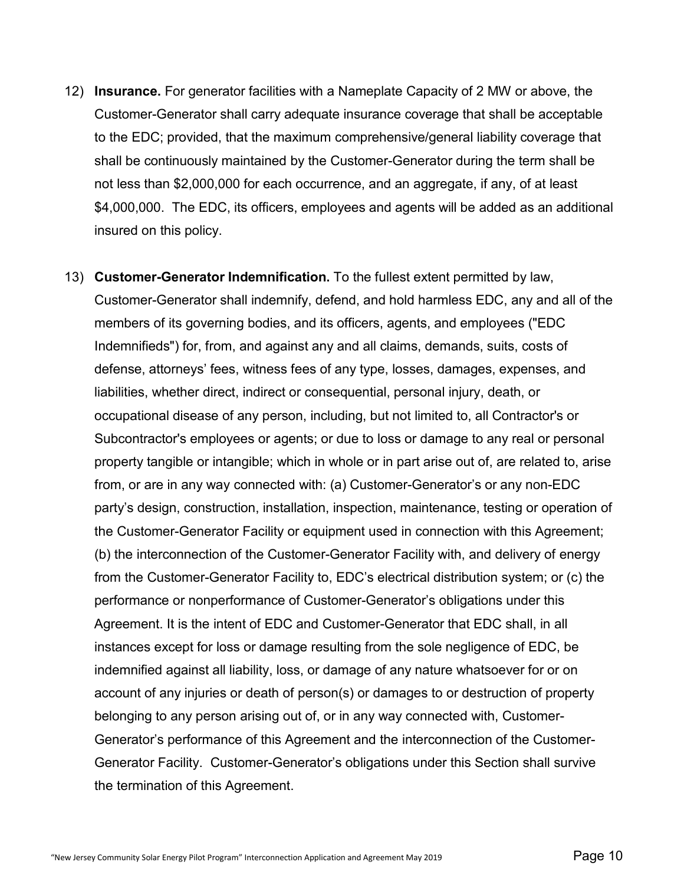12) **Insurance.** For generator facilities with a Nameplate Capacity of 2 MW or above, the Customer-Generator shall carry adequate insurance coverage that shall be acceptable to the EDC; provided, that the maximum comprehensive/general liability coverage that shall be continuously maintained by the Customer-Generator during the term shall be not less than $2,000,000 for each occurrence, and an aggregate, if any, of at least $4,000,000. The EDC, its officers, employees and agents will be added as an additional insured on this policy.

13) **Customer-Generator Indemnification.** To the fullest extent permitted by law, Customer-Generator shall indemnify, defend, and hold harmless EDC, any and all of the members of its governing bodies, and its officers, agents, and employees ("EDC Indemnifieds") for, from, and against any and all claims, demands, suits, costs of defense, attorneys' fees, witness fees of any type, losses, damages, expenses, and liabilities, whether direct, indirect or consequential, personal injury, death, or occupational disease of any person, including, but not limited to, all Contractor's or Subcontractor's employees or agents; or due to loss or damage to any real or personal property tangible or intangible; which in whole or in part arise out of, are related to, arise from, or are in any way connected with: (a) Customer-Generator's or any non-EDC party's design, construction, installation, inspection, maintenance, testing or operation of the Customer-Generator Facility or equipment used in connection with this Agreement; (b) the interconnection of the Customer-Generator Facility with, and delivery of energy from the Customer-Generator Facility to, EDC's electrical distribution system; or (c) the performance or nonperformance of Customer-Generator's obligations under this Agreement. It is the intent of EDC and Customer-Generator that EDC shall, in all instances except for loss or damage resulting from the sole negligence of EDC, be indemnified against all liability, loss, or damage of any nature whatsoever for or on account of any injuries or death of person(s) or damages to or destruction of property belonging to any person arising out of, or in any way connected with, Customer-Generator's performance of this Agreement and the interconnection of the Customer-Generator Facility. Customer-Generator's obligations under this Section shall survive the termination of this Agreement.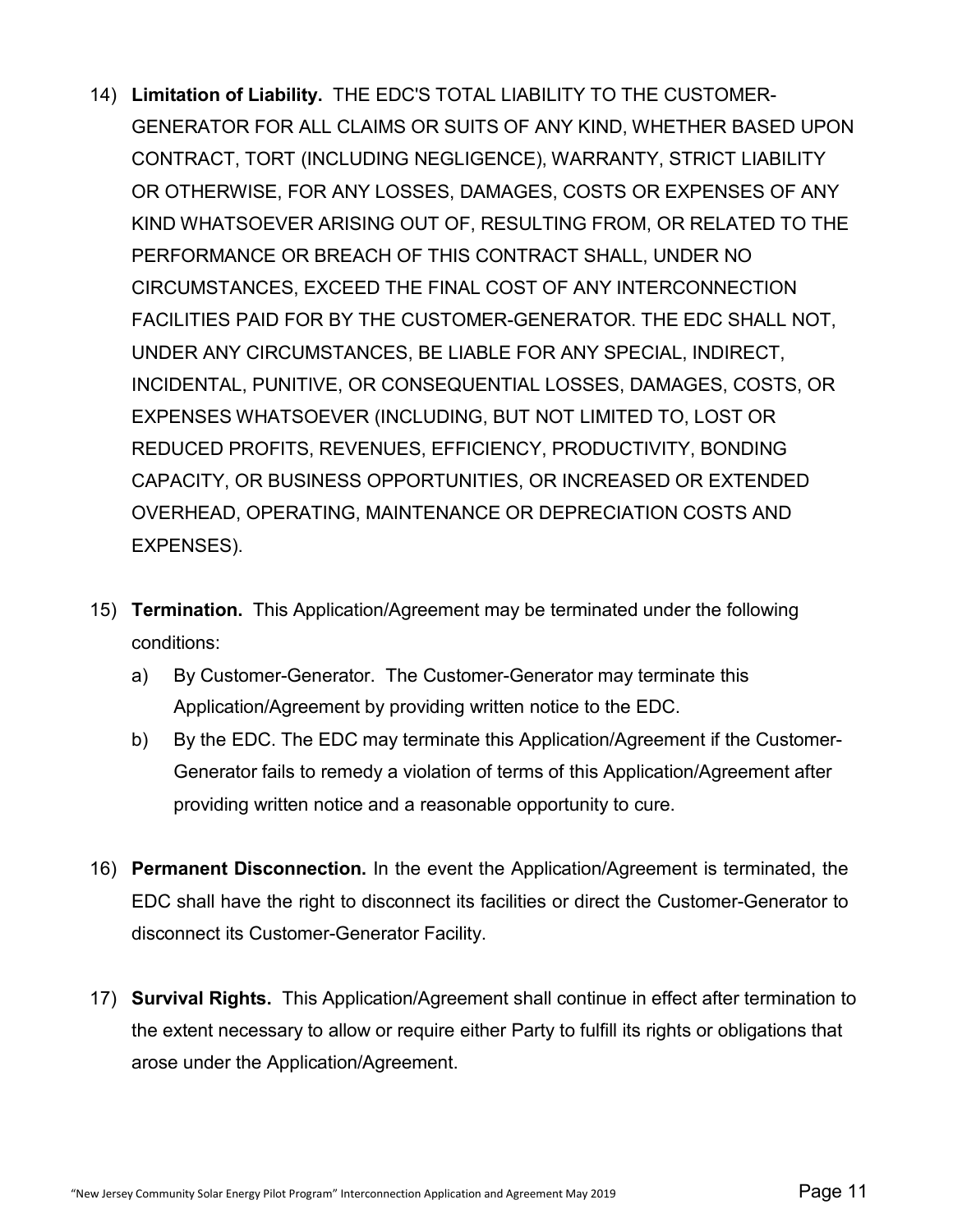14) **Limitation of Liability.** THE EDC'S TOTAL LIABILITY TO THE CUSTOMER-GENERATOR FOR ALL CLAIMS OR SUITS OF ANY KIND, WHETHER BASED UPON CONTRACT, TORT (INCLUDING NEGLIGENCE), WARRANTY, STRICT LIABILITY OR OTHERWISE, FOR ANY LOSSES, DAMAGES, COSTS OR EXPENSES OF ANY KIND WHATSOEVER ARISING OUT OF, RESULTING FROM, OR RELATED TO THE PERFORMANCE OR BREACH OF THIS CONTRACT SHALL, UNDER NO CIRCUMSTANCES, EXCEED THE FINAL COST OF ANY INTERCONNECTION FACILITIES PAID FOR BY THE CUSTOMER-GENERATOR. THE EDC SHALL NOT, UNDER ANY CIRCUMSTANCES, BE LIABLE FOR ANY SPECIAL, INDIRECT, INCIDENTAL, PUNITIVE, OR CONSEQUENTIAL LOSSES, DAMAGES, COSTS, OR EXPENSES WHATSOEVER (INCLUDING, BUT NOT LIMITED TO, LOST OR REDUCED PROFITS, REVENUES, EFFICIENCY, PRODUCTIVITY, BONDING CAPACITY, OR BUSINESS OPPORTUNITIES, OR INCREASED OR EXTENDED OVERHEAD, OPERATING, MAINTENANCE OR DEPRECIATION COSTS AND EXPENSES).

15) **Termination.** This Application/Agreement may be terminated under the following conditions:
    a) By Customer-Generator. The Customer-Generator may terminate this Application/Agreement by providing written notice to the EDC.
    b) By the EDC. The EDC may terminate this Application/Agreement if the Customer-Generator fails to remedy a violation of terms of this Application/Agreement after providing written notice and a reasonable opportunity to cure.

16) **Permanent Disconnection.** In the event the Application/Agreement is terminated, the EDC shall have the right to disconnect its facilities or direct the Customer-Generator to disconnect its Customer-Generator Facility.

17) **Survival Rights.** This Application/Agreement shall continue in effect after termination to the extent necessary to allow or require either Party to fulfill its rights or obligations that arose under the Application/Agreement.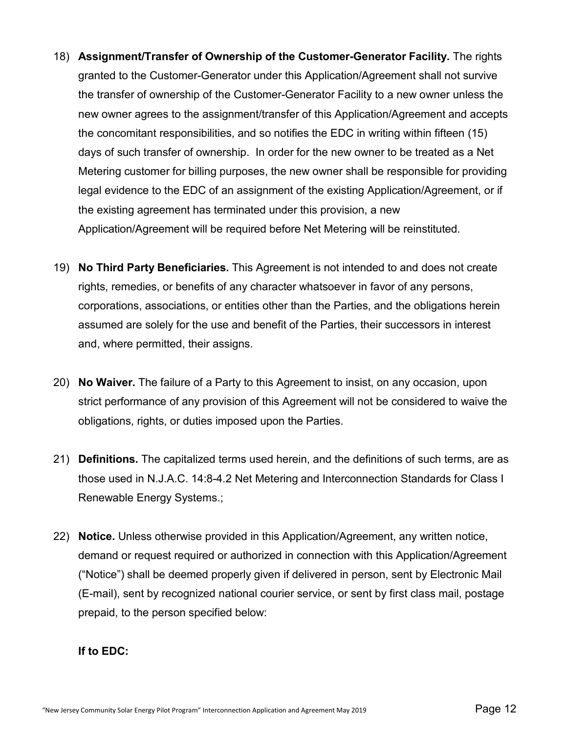18) **Assignment/Transfer of Ownership of the Customer-Generator Facility.** The rights granted to the Customer-Generator under this Application/Agreement shall not survive the transfer of ownership of the Customer-Generator Facility to a new owner unless the new owner agrees to the assignment/transfer of this Application/Agreement and accepts the concomitant responsibilities, and so notifies the EDC in writing within fifteen (15) days of such transfer of ownership. In order for the new owner to be treated as a Net Metering customer for billing purposes, the new owner shall be responsible for providing legal evidence to the EDC of an assignment of the existing Application/Agreement, or if the existing agreement has terminated under this provision, a new Application/Agreement will be required before Net Metering will be reinstituted.

19) **No Third Party Beneficiaries.** This Agreement is not intended to and does not create rights, remedies, or benefits of any character whatsoever in favor of any persons, corporations, associations, or entities other than the Parties, and the obligations herein assumed are solely for the use and benefit of the Parties, their successors in interest and, where permitted, their assigns.

20) **No Waiver.** The failure of a Party to this Agreement to insist, on any occasion, upon strict performance of any provision of this Agreement will not be considered to waive the obligations, rights, or duties imposed upon the Parties.

21) **Definitions.** The capitalized terms used herein, and the definitions of such terms, are as those used in N.J.A.C. 14:8-4.2 Net Metering and Interconnection Standards for Class I Renewable Energy Systems.;

22) **Notice.** Unless otherwise provided in this Application/Agreement, any written notice, demand or request required or authorized in connection with this Application/Agreement ("Notice") shall be deemed properly given if delivered in person, sent by Electronic Mail (E-mail), sent by recognized national courier service, or sent by first class mail, postage prepaid, to the person specified below:

**If to EDC:**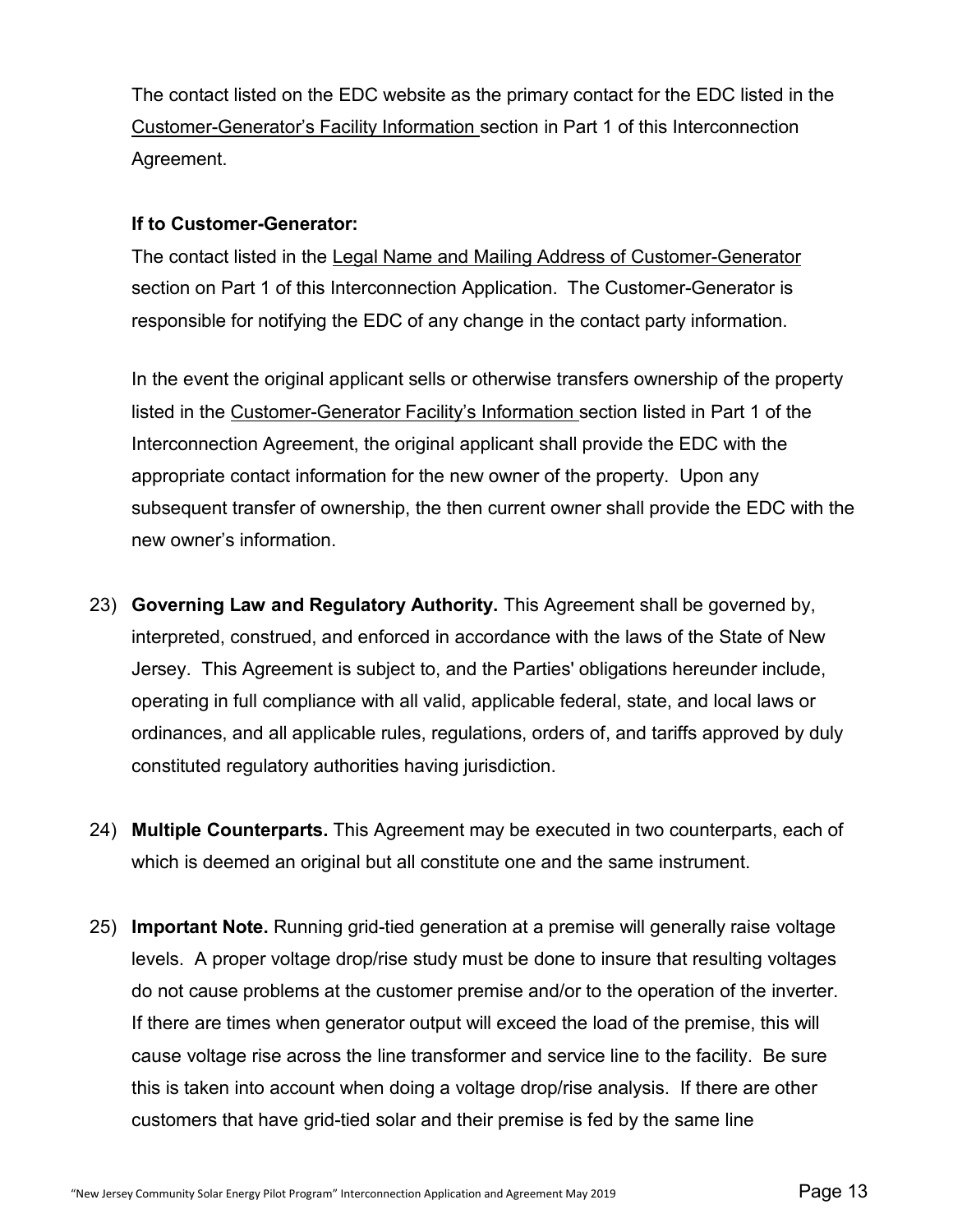The contact listed on the EDC website as the primary contact for the EDC listed in the Customer-Generator's Facility Information section in Part 1 of this Interconnection Agreement.

**If to Customer-Generator:**

The contact listed in the Legal Name and Mailing Address of Customer-Generator section on Part 1 of this Interconnection Application. The Customer-Generator is responsible for notifying the EDC of any change in the contact party information.

In the event the original applicant sells or otherwise transfers ownership of the property listed in the Customer-Generator Facility's Information section listed in Part 1 of the Interconnection Agreement, the original applicant shall provide the EDC with the appropriate contact information for the new owner of the property. Upon any subsequent transfer of ownership, the then current owner shall provide the EDC with the new owner's information.

23) **Governing Law and Regulatory Authority.** This Agreement shall be governed by, interpreted, construed, and enforced in accordance with the laws of the State of New Jersey. This Agreement is subject to, and the Parties' obligations hereunder include, operating in full compliance with all valid, applicable federal, state, and local laws or ordinances, and all applicable rules, regulations, orders of, and tariffs approved by duly constituted regulatory authorities having jurisdiction.

24) **Multiple Counterparts.** This Agreement may be executed in two counterparts, each of which is deemed an original but all constitute one and the same instrument.

25) **Important Note.** Running grid-tied generation at a premise will generally raise voltage levels. A proper voltage drop/rise study must be done to insure that resulting voltages do not cause problems at the customer premise and/or to the operation of the inverter. If there are times when generator output will exceed the load of the premise, this will cause voltage rise across the line transformer and service line to the facility. Be sure this is taken into account when doing a voltage drop/rise analysis. If there are other customers that have grid-tied solar and their premise is fed by the same line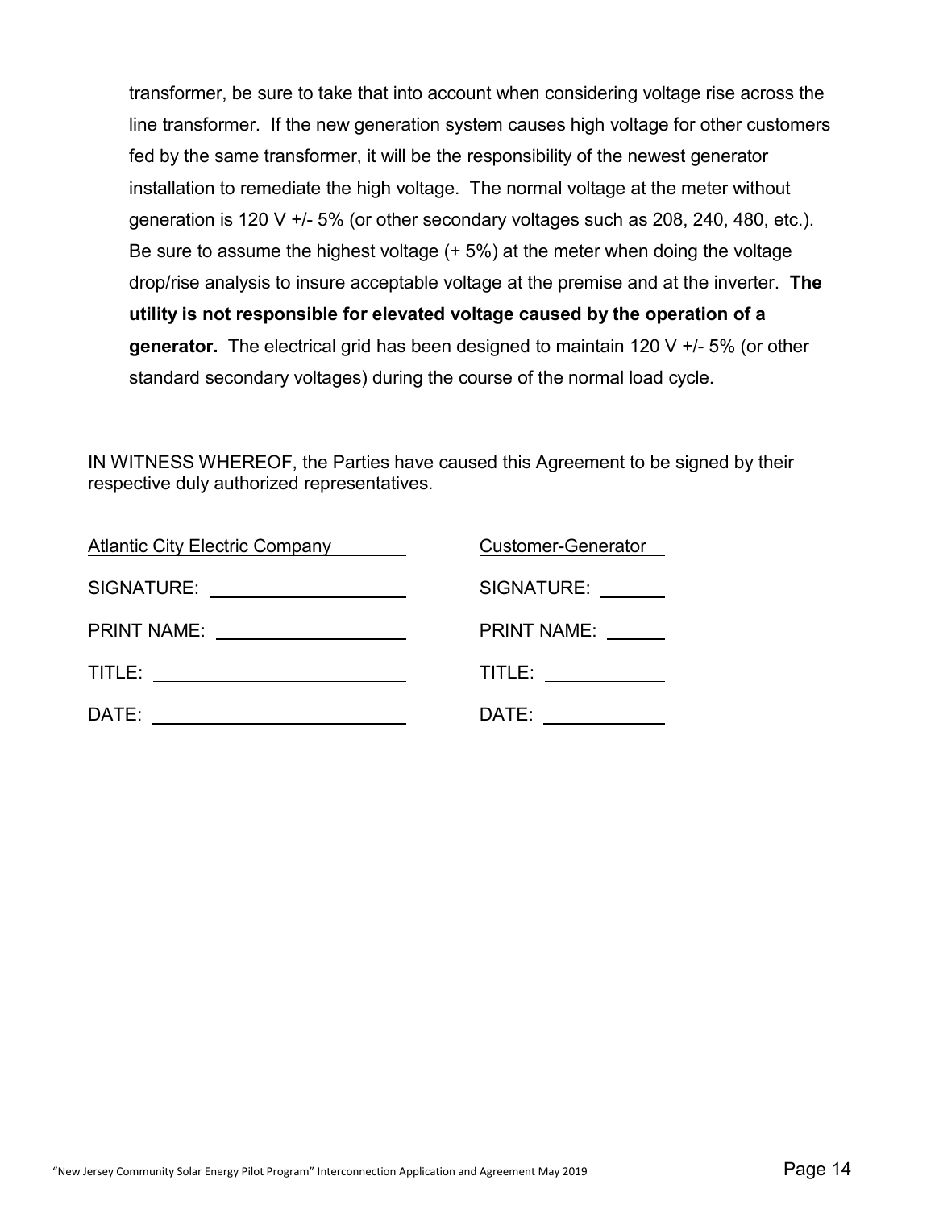transformer, be sure to take that into account when considering voltage rise across the line transformer. If the new generation system causes high voltage for other customers fed by the same transformer, it will be the responsibility of the newest generator installation to remediate the high voltage. The normal voltage at the meter without generation is 120 V +/- 5% (or other secondary voltages such as 208, 240, 480, etc.). Be sure to assume the highest voltage (+ 5%) at the meter when doing the voltage drop/rise analysis to insure acceptable voltage at the premise and at the inverter. **The utility is not responsible for elevated voltage caused by the operation of a generator.** The electrical grid has been designed to maintain 120 V +/- 5% (or other standard secondary voltages) during the course of the normal load cycle.

IN WITNESS WHEREOF, the Parties have caused this Agreement to be signed by their respective duly authorized representatives.

| Atlantic City Electric Company | Customer-Generator |
|---|---|
| SIGNATURE: ____________________ | SIGNATURE: ______ |
| PRINT NAME: ____________________ | PRINT NAME: ______ |
| TITLE: ____________________ | TITLE: ______ |
| DATE: ____________________ | DATE: ______ |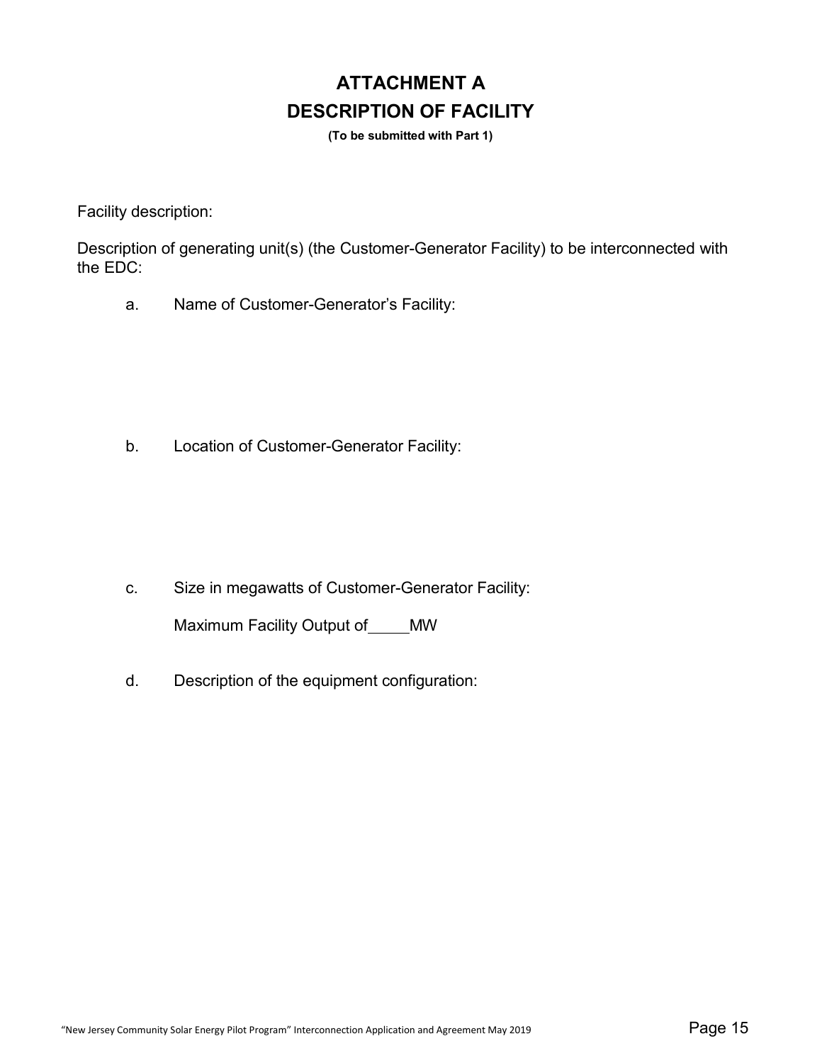# ATTACHMENT A
# DESCRIPTION OF FACILITY

**(To be submitted with Part 1)**

Facility description:

Description of generating unit(s) (the Customer-Generator Facility) to be interconnected with the EDC:

a. Name of Customer-Generator's Facility:

b. Location of Customer-Generator Facility:

c. Size in megawatts of Customer-Generator Facility:

Maximum Facility Output of_____MW

d. Description of the equipment configuration: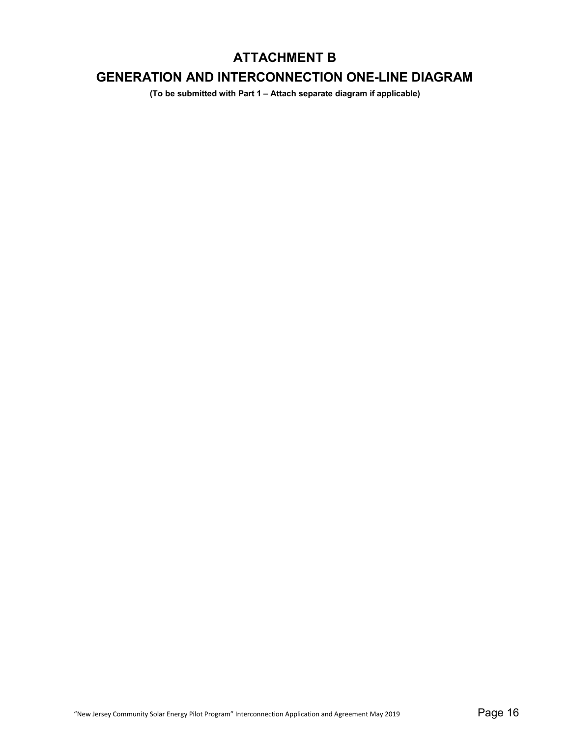# ATTACHMENT B

# GENERATION AND INTERCONNECTION ONE-LINE DIAGRAM

**(To be submitted with Part 1 – Attach separate diagram if applicable)**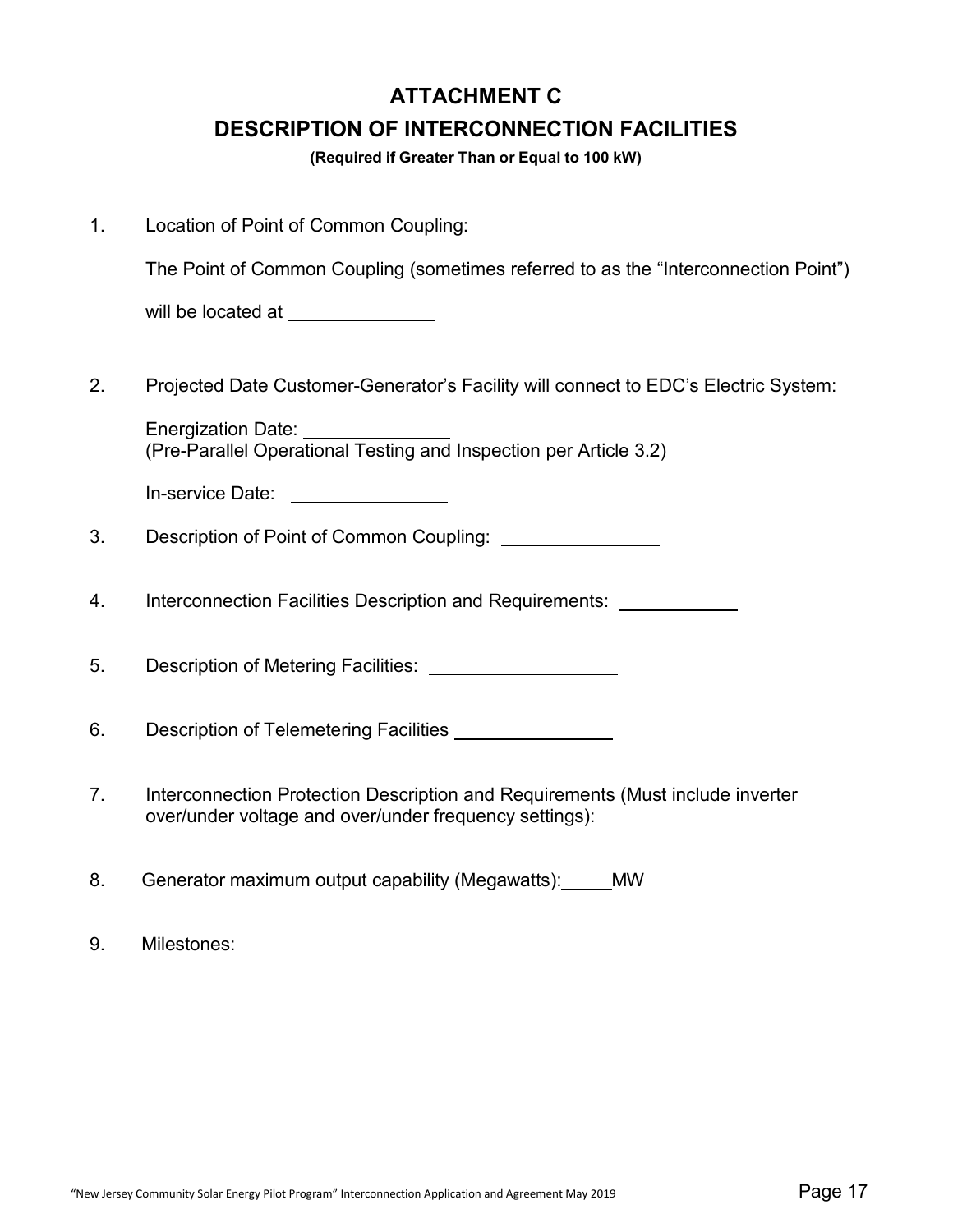# ATTACHMENT C

## DESCRIPTION OF INTERCONNECTION FACILITIES

**(Required if Greater Than or Equal to 100 kW)**

1. Location of Point of Common Coupling:

   The Point of Common Coupling (sometimes referred to as the "Interconnection Point")

   will be located at ______________

2. Projected Date Customer-Generator's Facility will connect to EDC's Electric System:

   Energization Date: ______________
   (Pre-Parallel Operational Testing and Inspection per Article 3.2)

   In-service Date: ______________

3. Description of Point of Common Coupling: ______________

4. Interconnection Facilities Description and Requirements: ______________

5. Description of Metering Facilities: ______________

6. Description of Telemetering Facilities ______________

7. Interconnection Protection Description and Requirements (Must include inverter over/under voltage and over/under frequency settings): ______________

8. Generator maximum output capability (Megawatts):_____MW

9. Milestones: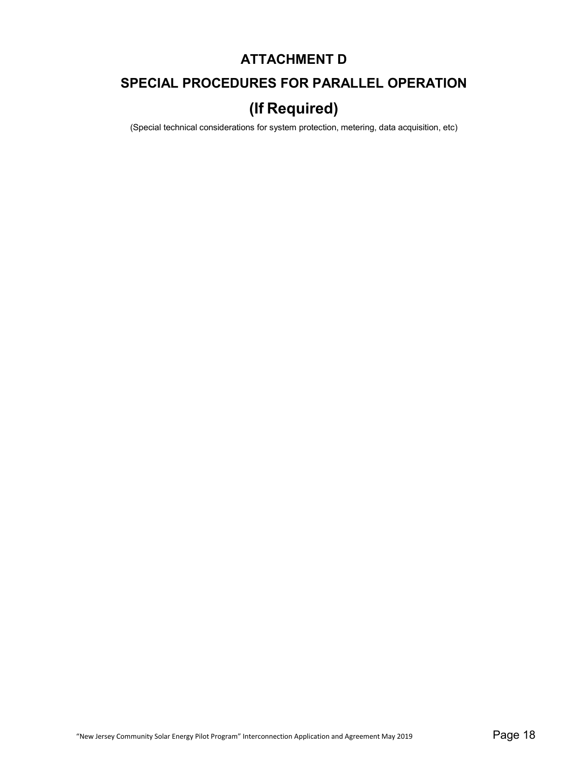# ATTACHMENT D

# SPECIAL PROCEDURES FOR PARALLEL OPERATION

# (If Required)

(Special technical considerations for system protection, metering, data acquisition, etc)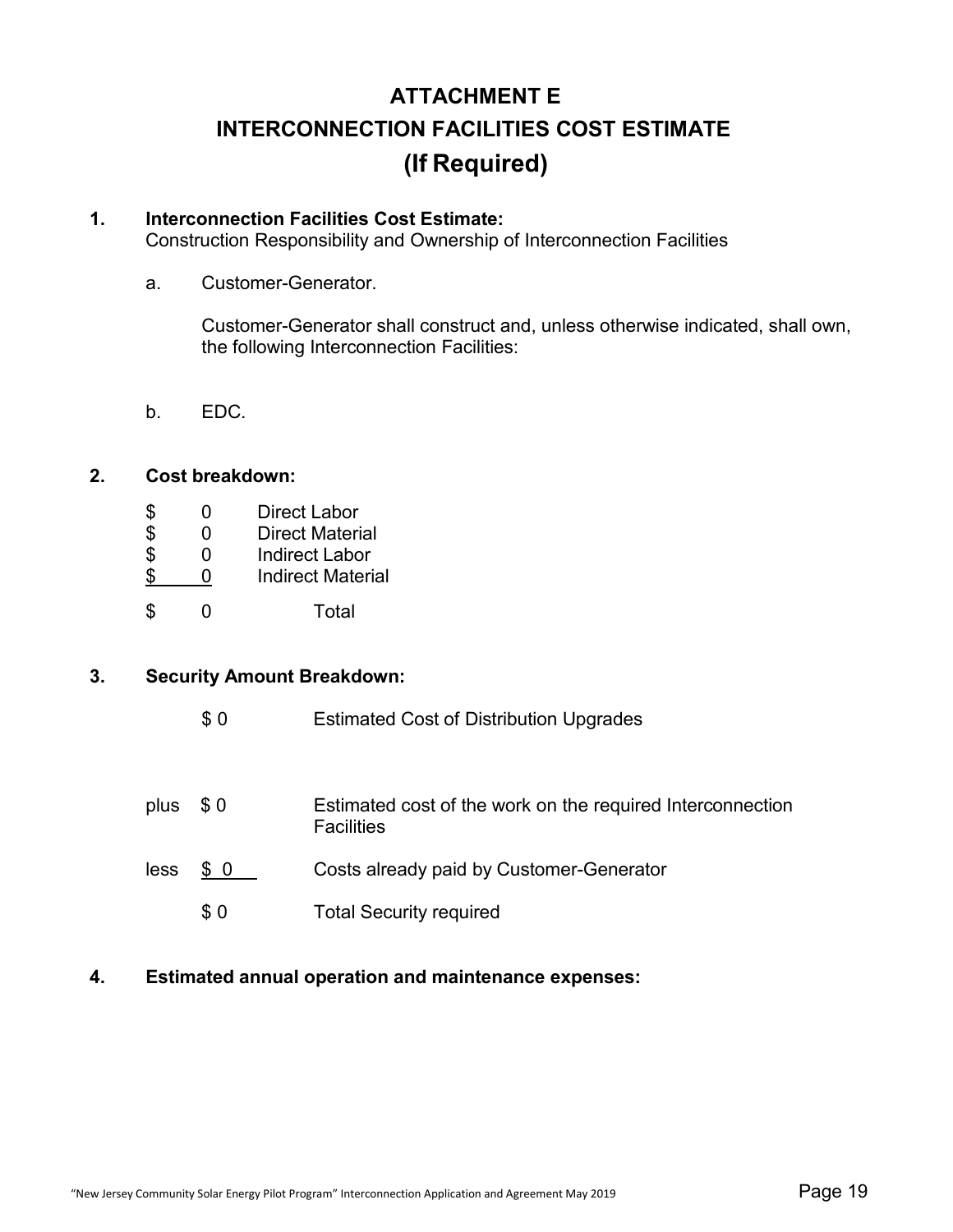# ATTACHMENT E
# INTERCONNECTION FACILITIES COST ESTIMATE
# (If Required)

**1. Interconnection Facilities Cost Estimate:**
Construction Responsibility and Ownership of Interconnection Facilities

a. Customer-Generator.

Customer-Generator shall construct and, unless otherwise indicated, shall own, the following Interconnection Facilities:

b. EDC.

**2. Cost breakdown:**

| | | |
|---|---|---|
| $ | 0 | Direct Labor |
| $ | 0 | Direct Material |
| $ | 0 | Indirect Labor |
| $ | 0 | Indirect Material |
| $ | 0 | Total |

**3. Security Amount Breakdown:**

| | | |
|---|---|---|
| | $ 0 | Estimated Cost of Distribution Upgrades |
| plus | $ 0 | Estimated cost of the work on the required Interconnection Facilities |
| less | $ 0 | Costs already paid by Customer-Generator |
| | $ 0 | Total Security required |

**4. Estimated annual operation and maintenance expenses:**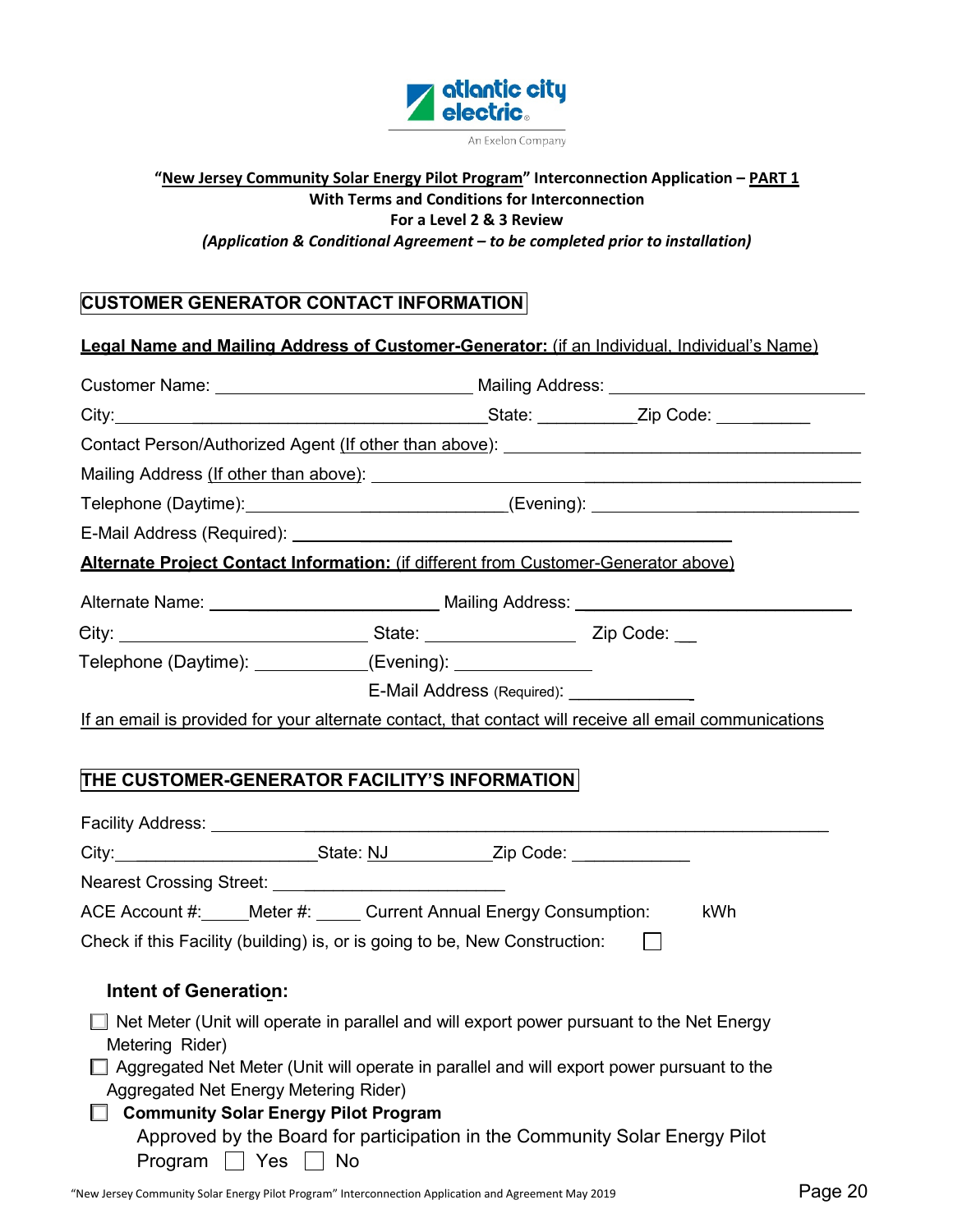**"New Jersey Community Solar Energy Pilot Program" Interconnection Application – PART 1**
**With Terms and Conditions for Interconnection**
**For a Level 2 & 3 Review**
***(Application & Conditional Agreement – to be completed prior to installation)***

## CUSTOMER GENERATOR CONTACT INFORMATION

**Legal Name and Mailing Address of Customer-Generator:** (if an Individual, Individual's Name)

Customer Name: ____________________________ Mailing Address: ____________________________

City: ____________________________ State: __________ Zip Code: __________

Contact Person/Authorized Agent (If other than above): ____________________________

Mailing Address (If other than above): ____________________________

Telephone (Daytime): ____________________ (Evening): ____________________

E-Mail Address (Required): ____________________________

**Alternate Project Contact Information:** (if different from Customer-Generator above)

Alternate Name: ____________________ Mailing Address: ____________________

City: ____________________ State: ______________ Zip Code: __

Telephone (Daytime): ____________ (Evening): ______________

E-Mail Address (Required): ______________

If an email is provided for your alternate contact, that contact will receive all email communications

## THE CUSTOMER-GENERATOR FACILITY'S INFORMATION

Facility Address: ____________________________________________

City: ____________________ State: NJ ____________ Zip Code: ____________

Nearest Crossing Street: ____________________

ACE Account #: _____ Meter #: _____ Current Annual Energy Consumption: kWh

Check if this Facility (building) is, or is going to be, New Construction: ☐

### Intent of Generation:

☐ Net Meter (Unit will operate in parallel and will export power pursuant to the Net Energy Metering Rider)

☐ Aggregated Net Meter (Unit will operate in parallel and will export power pursuant to the Aggregated Net Energy Metering Rider)

☐ **Community Solar Energy Pilot Program**

Approved by the Board for participation in the Community Solar Energy Pilot Program ☐ Yes ☐ No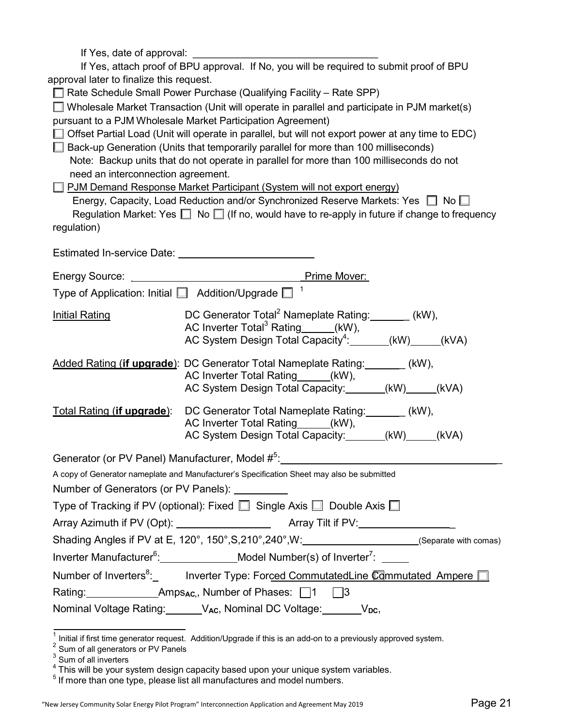If Yes, date of approval: ________________________________

If Yes, attach proof of BPU approval. If No, you will be required to submit proof of BPU approval later to finalize this request.

☐ Rate Schedule Small Power Purchase (Qualifying Facility – Rate SPP)

☐ Wholesale Market Transaction (Unit will operate in parallel and participate in PJM market(s) pursuant to a PJM Wholesale Market Participation Agreement)

☐ Offset Partial Load (Unit will operate in parallel, but will not export power at any time to EDC)

☐ Back-up Generation (Units that temporarily parallel for more than 100 milliseconds)
Note: Backup units that do not operate in parallel for more than 100 milliseconds do not need an interconnection agreement.

☐ PJM Demand Response Market Participant (System will not export energy)
Energy, Capacity, Load Reduction and/or Synchronized Reserve Markets: Yes ☐ No ☐
Regulation Market: Yes ☐ No ☐ (If no, would have to re-apply in future if change to frequency regulation)

Estimated In-service Date: ________________________

Energy Source: ______________________________ Prime Mover:

Type of Application: Initial ☐ Addition/Upgrade ☐ [1]

Initial Rating: DC Generator Total[2] Nameplate Rating:_______ (kW),
AC Inverter Total[3] Rating______(kW),
AC System Design Total Capacity[4]:_______(kW)_____(kVA)

**Added Rating (if upgrade)**: DC Generator Total Nameplate Rating:_______ (kW),
AC Inverter Total Rating______(kW),
AC System Design Total Capacity:_______(kW)_____(kVA)

**Total Rating (if upgrade)**: DC Generator Total Nameplate Rating:_______ (kW),
AC Inverter Total Rating______(kW),
AC System Design Total Capacity:_______(kW)_____(kVA)

Generator (or PV Panel) Manufacturer, Model #[5]: ________________________________________

A copy of Generator nameplate and Manufacturer's Specification Sheet may also be submitted

Number of Generators (or PV Panels): _________

Type of Tracking if PV (optional): Fixed ☐ Single Axis ☐ Double Axis ☐

Array Azimuth if PV (Opt): ________________ Array Tilt if PV:________________

Shading Angles if PV at E, 120°, 150°,S,210°,240°,W:____________________(Separate with comas)

Inverter Manufacturer[6]:______________Model Number(s) of Inverter[7]: _____

Number of Inverters[8]:_ Inverter Type: Forced Commutated ☐ Line Commutated ☐ Ampere Rating:____________Amps$_{AC}$, Number of Phases: ☐1 ☐3

Nominal Voltage Rating:______$V_{AC}$, Nominal DC Voltage:_______$V_{DC}$,

---

[1] Initial if first time generator request. Addition/Upgrade if this is an add-on to a previously approved system.
[2] Sum of all generators or PV Panels
[3] Sum of all inverters
[4] This will be your system design capacity based upon your unique system variables.
[5] If more than one type, please list all manufactures and model numbers.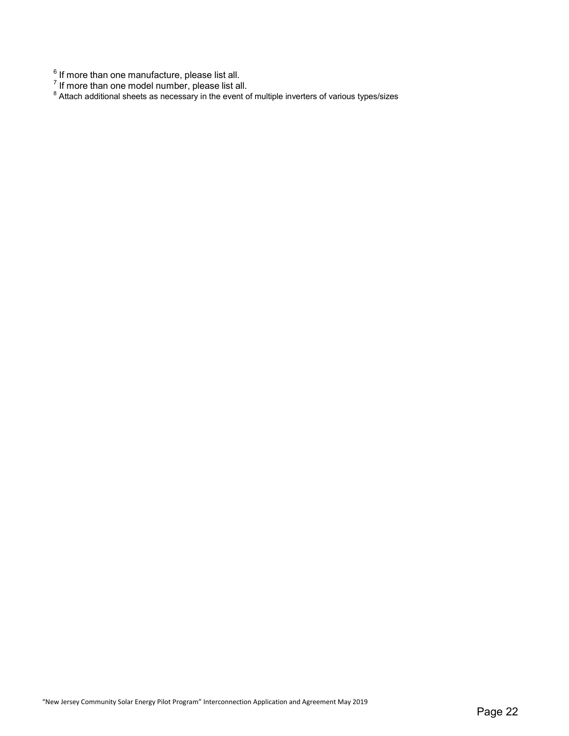[6] If more than one manufacture, please list all.
[7] If more than one model number, please list all.
[8] Attach additional sheets as necessary in the event of multiple inverters of various types/sizes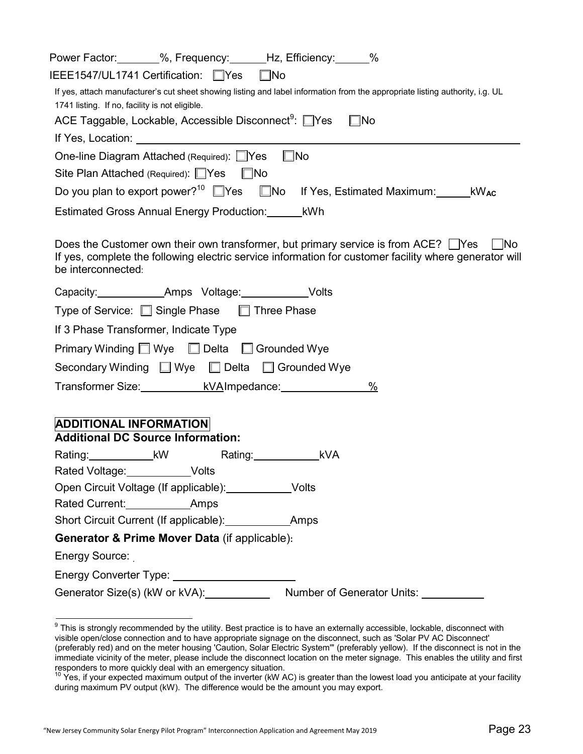Power Factor:_______%, Frequency:______Hz, Efficiency:______%

IEEE1547/UL1741 Certification: ☐Yes ☐No

If yes, attach manufacturer's cut sheet showing listing and label information from the appropriate listing authority, i.g. UL 1741 listing. If no, facility is not eligible.

ACE Taggable, Lockable, Accessible Disconnect[9]: ☐Yes ☐No

If Yes, Location: ______________________________________________

One-line Diagram Attached (Required): ☐Yes ☐No

Site Plan Attached (Required): ☐Yes ☐No

Do you plan to export power?[10] ☐Yes ☐No If Yes, Estimated Maximum:______$kW_{AC}$

Estimated Gross Annual Energy Production:______kWh

Does the Customer own their own transformer, but primary service is from ACE? ☐Yes ☐No
If yes, complete the following electric service information for customer facility where generator will be interconnected:

Capacity:___________Amps Voltage:___________Volts

Type of Service: ☐ Single Phase ☐ Three Phase

If 3 Phase Transformer, Indicate Type

Primary Winding ☐ Wye ☐ Delta ☐ Grounded Wye

Secondary Winding ☐ Wye ☐ Delta ☐ Grounded Wye

Transformer Size:___________kVA Impedance:______________%

**ADDITIONAL INFORMATION**

**Additional DC Source Information:**

Rating:___________kW Rating:___________kVA

Rated Voltage:___________Volts

Open Circuit Voltage (If applicable):___________Volts

Rated Current:___________Amps

Short Circuit Current (If applicable):___________Amps

**Generator & Prime Mover Data** (if applicable):

Energy Source:

Energy Converter Type: ____________________

Generator Size(s) (kW or kVA):___________ Number of Generator Units: ___________

---

[9] This is strongly recommended by the utility. Best practice is to have an externally accessible, lockable, disconnect with visible open/close connection and to have appropriate signage on the disconnect, such as 'Solar PV AC Disconnect' (preferably red) and on the meter housing 'Caution, Solar Electric System'" (preferably yellow). If the disconnect is not in the immediate vicinity of the meter, please include the disconnect location on the meter signage. This enables the utility and first responders to more quickly deal with an emergency situation.

[10] Yes, if your expected maximum output of the inverter (kW AC) is greater than the lowest load you anticipate at your facility during maximum PV output (kW). The difference would be the amount you may export.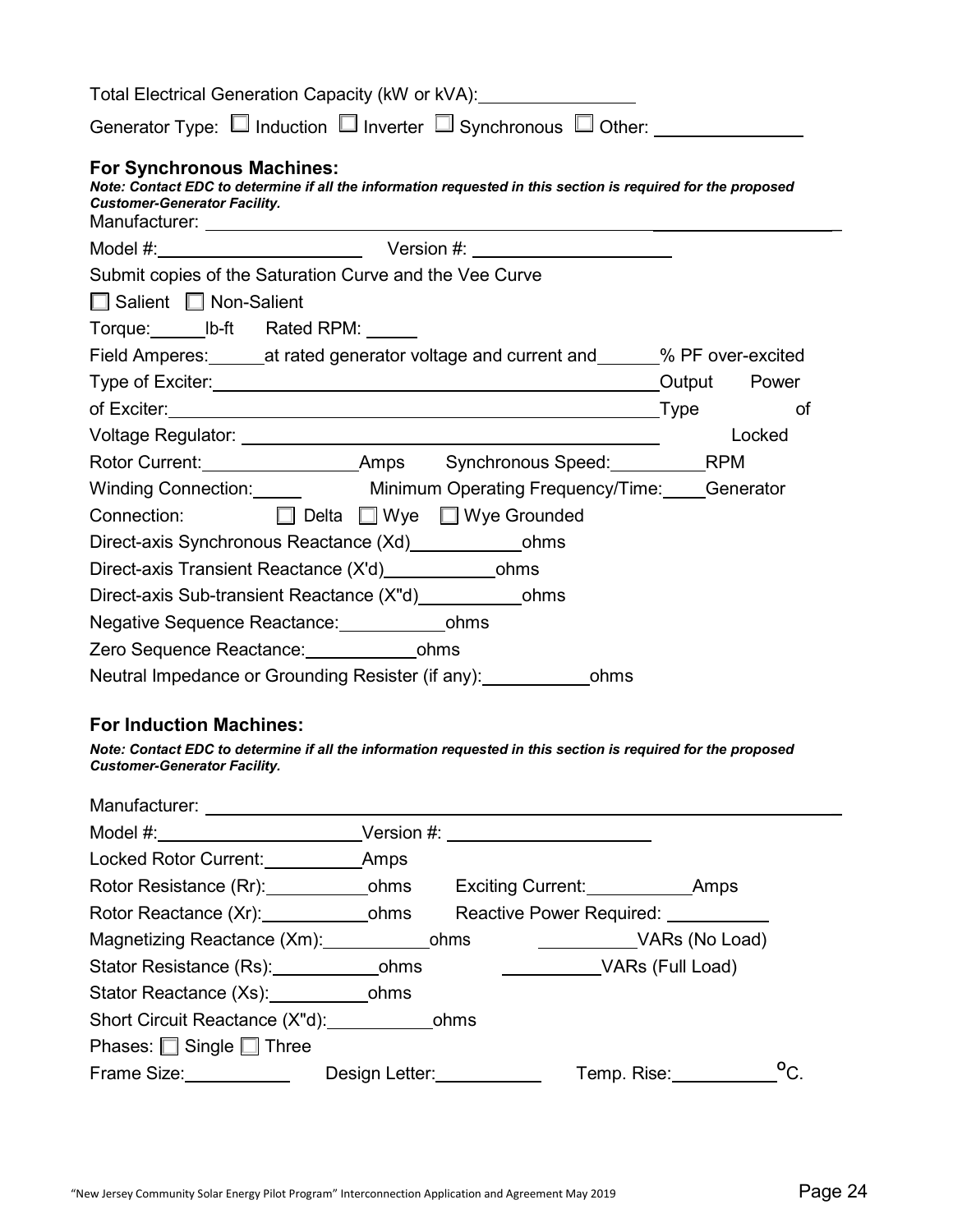Total Electrical Generation Capacity (kW or kVA): ________________

Generator Type: ☐ Induction ☐ Inverter ☐ Synchronous ☐ Other: _______________

**For Synchronous Machines:**

***Note: Contact EDC to determine if all the information requested in this section is required for the proposed Customer-Generator Facility.***

Manufacturer: ______________________________________________________________

Model #: ____________________ Version #: ____________________

Submit copies of the Saturation Curve and the Vee Curve

☐ Salient ☐ Non-Salient

Torque: ______ lb-ft Rated RPM: ______

Field Amperes: ______ at rated generator voltage and current and ______ % PF over-excited

Type of Exciter: ____________________________________________ Output Power of Exciter: ____________________________________________ Type of Voltage Regulator: ____________________________________________ Locked Rotor Current: ________________ Amps Synchronous Speed: __________ RPM

Winding Connection: ______ Minimum Operating Frequency/Time: ______ Generator Connection: ☐ Delta ☐ Wye ☐ Wye Grounded

Direct-axis Synchronous Reactance (Xd) ____________ ohms

Direct-axis Transient Reactance (X'd) ____________ ohms

Direct-axis Sub-transient Reactance (X"d) ____________ ohms

Negative Sequence Reactance: ____________ ohms

Zero Sequence Reactance: ____________ ohms

Neutral Impedance or Grounding Resister (if any): ____________ ohms

## For Induction Machines:

***Note: Contact EDC to determine if all the information requested in this section is required for the proposed Customer-Generator Facility.***

Manufacturer: ______________________________________________________________

Model #: ____________________ Version #: ____________________

Locked Rotor Current: ____________ Amps

Rotor Resistance (Rr): ____________ ohms Exciting Current: ____________ Amps

Rotor Reactance (Xr): ____________ ohms Reactive Power Required: ____________

Magnetizing Reactance (Xm): ____________ ohms ____________ VARs (No Load)

Stator Resistance (Rs): ____________ ohms ____________ VARs (Full Load)

Stator Reactance (Xs): ____________ ohms

Short Circuit Reactance (X"d): ____________ ohms

Phases: ☐ Single ☐ Three

Frame Size: ____________ Design Letter: ____________ Temp. Rise: ____________ °C.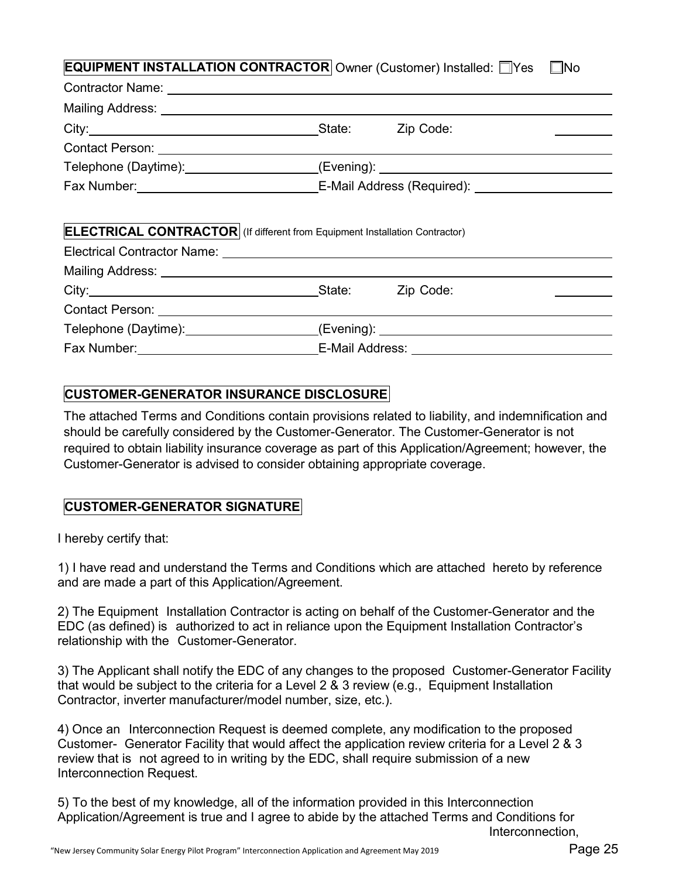**EQUIPMENT INSTALLATION CONTRACTOR** Owner (Customer) Installed: ☐Yes ☐No

Contractor Name: \_\_\_\_\_\_\_\_\_\_\_\_\_\_\_\_\_\_\_\_\_\_\_\_\_\_\_\_\_\_\_\_\_\_\_\_\_\_\_\_

Mailing Address: \_\_\_\_\_\_\_\_\_\_\_\_\_\_\_\_\_\_\_\_\_\_\_\_\_\_\_\_\_\_\_\_\_\_\_\_\_\_\_\_

City: \_\_\_\_\_\_\_\_\_\_\_\_\_\_\_\_\_\_\_\_ State: Zip Code: \_\_\_\_\_\_\_\_

Contact Person: \_\_\_\_\_\_\_\_\_\_\_\_\_\_\_\_\_\_\_\_\_\_\_\_\_\_\_\_\_\_\_\_\_\_\_\_\_\_\_\_

Telephone (Daytime): \_\_\_\_\_\_\_\_\_\_\_\_\_\_\_\_ (Evening): \_\_\_\_\_\_\_\_\_\_\_\_\_\_\_\_\_\_\_\_

Fax Number: \_\_\_\_\_\_\_\_\_\_\_\_\_\_\_\_ E-Mail Address (Required): \_\_\_\_\_\_\_\_\_\_\_\_\_\_\_\_

**ELECTRICAL CONTRACTOR** (If different from Equipment Installation Contractor)

Electrical Contractor Name: \_\_\_\_\_\_\_\_\_\_\_\_\_\_\_\_\_\_\_\_\_\_\_\_\_\_\_\_\_\_\_\_

Mailing Address: \_\_\_\_\_\_\_\_\_\_\_\_\_\_\_\_\_\_\_\_\_\_\_\_\_\_\_\_\_\_\_\_\_\_\_\_\_\_\_\_

City: \_\_\_\_\_\_\_\_\_\_\_\_\_\_\_\_\_\_\_\_ State: Zip Code: \_\_\_\_\_\_\_\_

Contact Person: \_\_\_\_\_\_\_\_\_\_\_\_\_\_\_\_\_\_\_\_\_\_\_\_\_\_\_\_\_\_\_\_\_\_\_\_\_\_\_\_

Telephone (Daytime): \_\_\_\_\_\_\_\_\_\_\_\_\_\_\_\_ (Evening): \_\_\_\_\_\_\_\_\_\_\_\_\_\_\_\_\_\_\_\_

Fax Number: \_\_\_\_\_\_\_\_\_\_\_\_\_\_\_\_ E-Mail Address: \_\_\_\_\_\_\_\_\_\_\_\_\_\_\_\_\_\_\_\_

**CUSTOMER-GENERATOR INSURANCE DISCLOSURE**

The attached Terms and Conditions contain provisions related to liability, and indemnification and should be carefully considered by the Customer-Generator. The Customer-Generator is not required to obtain liability insurance coverage as part of this Application/Agreement; however, the Customer-Generator is advised to consider obtaining appropriate coverage.

**CUSTOMER-GENERATOR SIGNATURE**

I hereby certify that:

1) I have read and understand the Terms and Conditions which are attached hereto by reference and are made a part of this Application/Agreement.

2) The Equipment Installation Contractor is acting on behalf of the Customer-Generator and the EDC (as defined) is authorized to act in reliance upon the Equipment Installation Contractor's relationship with the Customer-Generator.

3) The Applicant shall notify the EDC of any changes to the proposed Customer-Generator Facility that would be subject to the criteria for a Level 2 & 3 review (e.g., Equipment Installation Contractor, inverter manufacturer/model number, size, etc.).

4) Once an Interconnection Request is deemed complete, any modification to the proposed Customer- Generator Facility that would affect the application review criteria for a Level 2 & 3 review that is not agreed to in writing by the EDC, shall require submission of a new Interconnection Request.

5) To the best of my knowledge, all of the information provided in this Interconnection Application/Agreement is true and I agree to abide by the attached Terms and Conditions for Interconnection,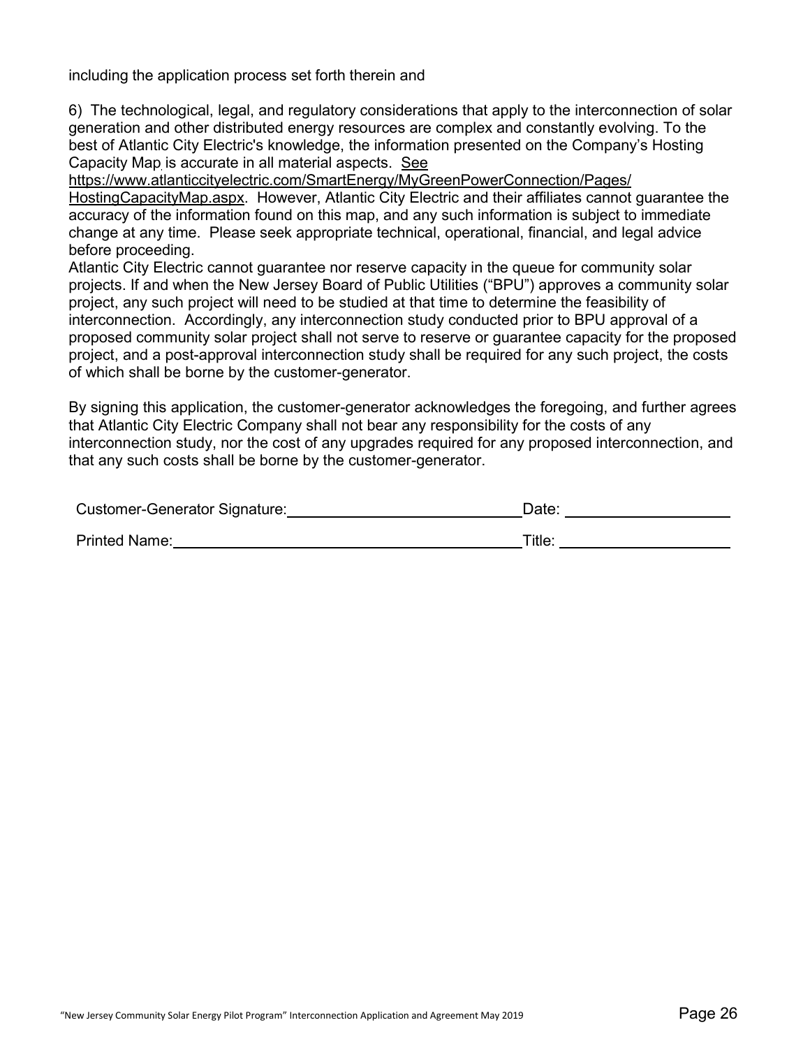including the application process set forth therein and

6) The technological, legal, and regulatory considerations that apply to the interconnection of solar generation and other distributed energy resources are complex and constantly evolving. To the best of Atlantic City Electric's knowledge, the information presented on the Company's Hosting Capacity Map is accurate in all material aspects. See https://www.atlanticcityelectric.com/SmartEnergy/MyGreenPowerConnection/Pages/HostingCapacityMap.aspx. However, Atlantic City Electric and their affiliates cannot guarantee the accuracy of the information found on this map, and any such information is subject to immediate change at any time. Please seek appropriate technical, operational, financial, and legal advice before proceeding.

Atlantic City Electric cannot guarantee nor reserve capacity in the queue for community solar projects. If and when the New Jersey Board of Public Utilities ("BPU") approves a community solar project, any such project will need to be studied at that time to determine the feasibility of interconnection. Accordingly, any interconnection study conducted prior to BPU approval of a proposed community solar project shall not serve to reserve or guarantee capacity for the proposed project, and a post-approval interconnection study shall be required for any such project, the costs of which shall be borne by the customer-generator.

By signing this application, the customer-generator acknowledges the foregoing, and further agrees that Atlantic City Electric Company shall not bear any responsibility for the costs of any interconnection study, nor the cost of any upgrades required for any proposed interconnection, and that any such costs shall be borne by the customer-generator.

Customer-Generator Signature:_____________________________ Date: ____________________

Printed Name:__________________________________________ Title: ____________________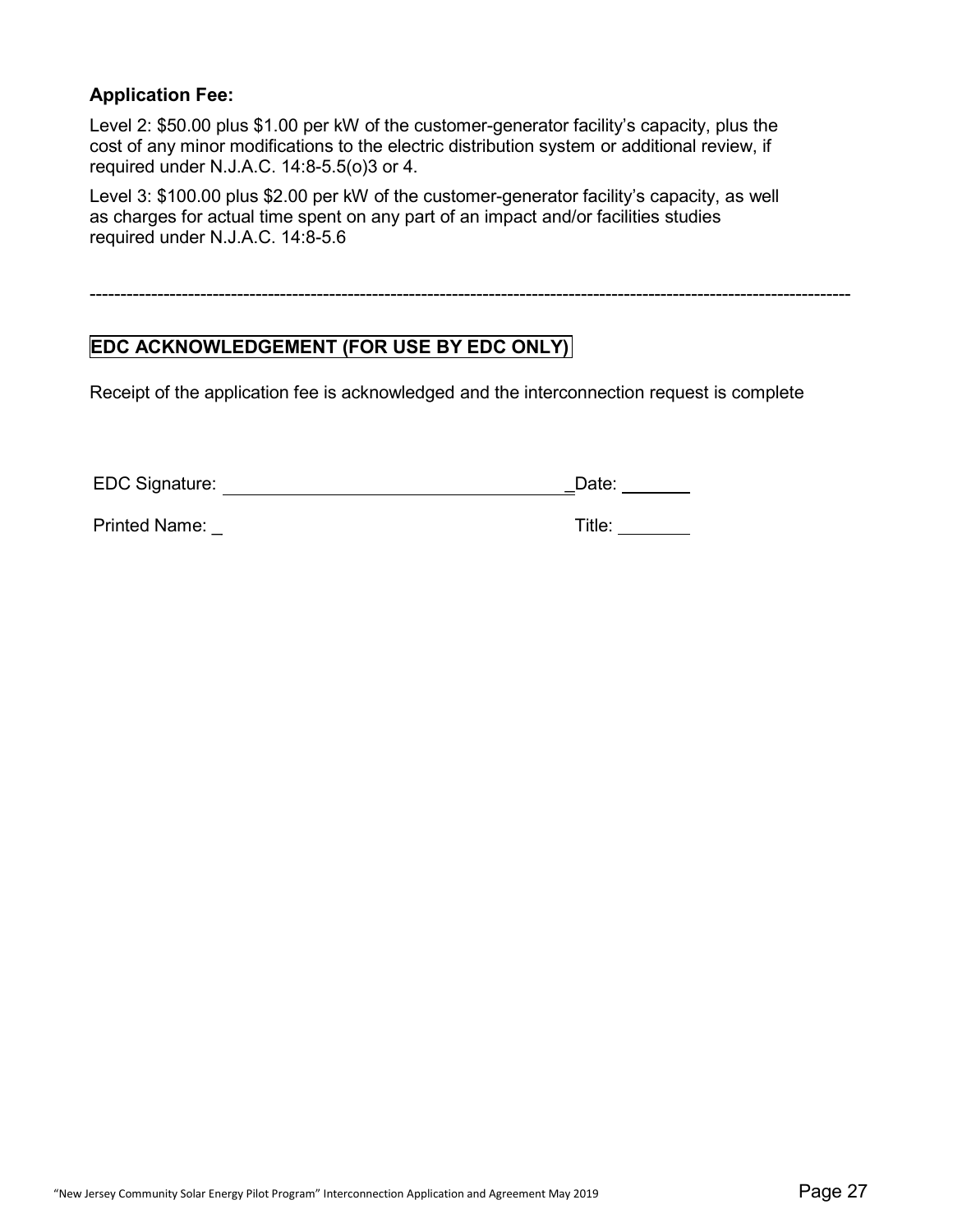**Application Fee:**

Level 2: $50.00 plus $1.00 per kW of the customer-generator facility's capacity, plus the cost of any minor modifications to the electric distribution system or additional review, if required under N.J.A.C. 14:8-5.5(o)3 or 4.

Level 3: $100.00 plus $2.00 per kW of the customer-generator facility's capacity, as well as charges for actual time spent on any part of an impact and/or facilities studies required under N.J.A.C. 14:8-5.6

---

**EDC ACKNOWLEDGEMENT (FOR USE BY EDC ONLY)**

Receipt of the application fee is acknowledged and the interconnection request is complete

EDC Signature: ______________________________ Date: ________

Printed Name: _ Title: ________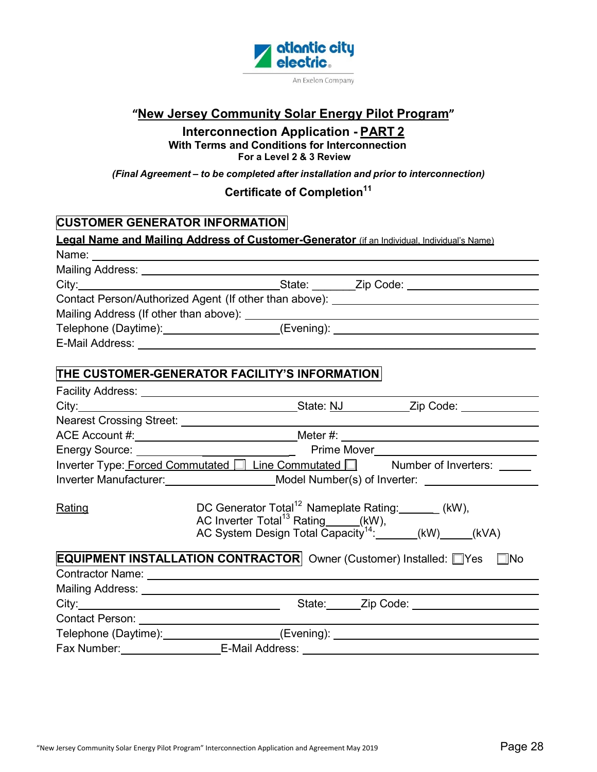atlantic city electric
An Exelon Company

# "New Jersey Community Solar Energy Pilot Program"

## Interconnection Application - PART 2

**With Terms and Conditions for Interconnection**
**For a Level 2 & 3 Review**

***(Final Agreement – to be completed after installation and prior to interconnection)***

## Certificate of Completion[11]

### CUSTOMER GENERATOR INFORMATION

**Legal Name and Mailing Address of Customer-Generator** (if an Individual, Individual's Name)

Name: ______________________________

Mailing Address: ______________________________

City: ______________ State: _______ Zip Code: ______________

Contact Person/Authorized Agent (If other than above): ______________________________

Mailing Address (If other than above): ______________________________

Telephone (Daytime): ______________ (Evening): ______________

E-Mail Address: ______________________________

### THE CUSTOMER-GENERATOR FACILITY'S INFORMATION

Facility Address: ______________________________

City: ______________ State: NJ Zip Code: ______________

Nearest Crossing Street: ______________________________

ACE Account #: ______________ Meter #: ______________

Energy Source: ______________ Prime Mover ______________

Inverter Type: Forced Commutated ☐ Line Commutated ☐ Number of Inverters: _____

Inverter Manufacturer: ______________ Model Number(s) of Inverter: ______________

Rating

DC Generator Total[12] Nameplate Rating: ______ (kW),
AC Inverter Total[13] Rating______(kW),
AC System Design Total Capacity[14]: ______(kW)______(kVA)

### EQUIPMENT INSTALLATION CONTRACTOR

Owner (Customer) Installed: ☐Yes ☐No

Contractor Name: ______________________________

Mailing Address: ______________________________

City: ______________ State: ______ Zip Code: ______________

Contact Person: ______________________________

Telephone (Daytime): ______________ (Evening): ______________

Fax Number: ______________ E-Mail Address: ______________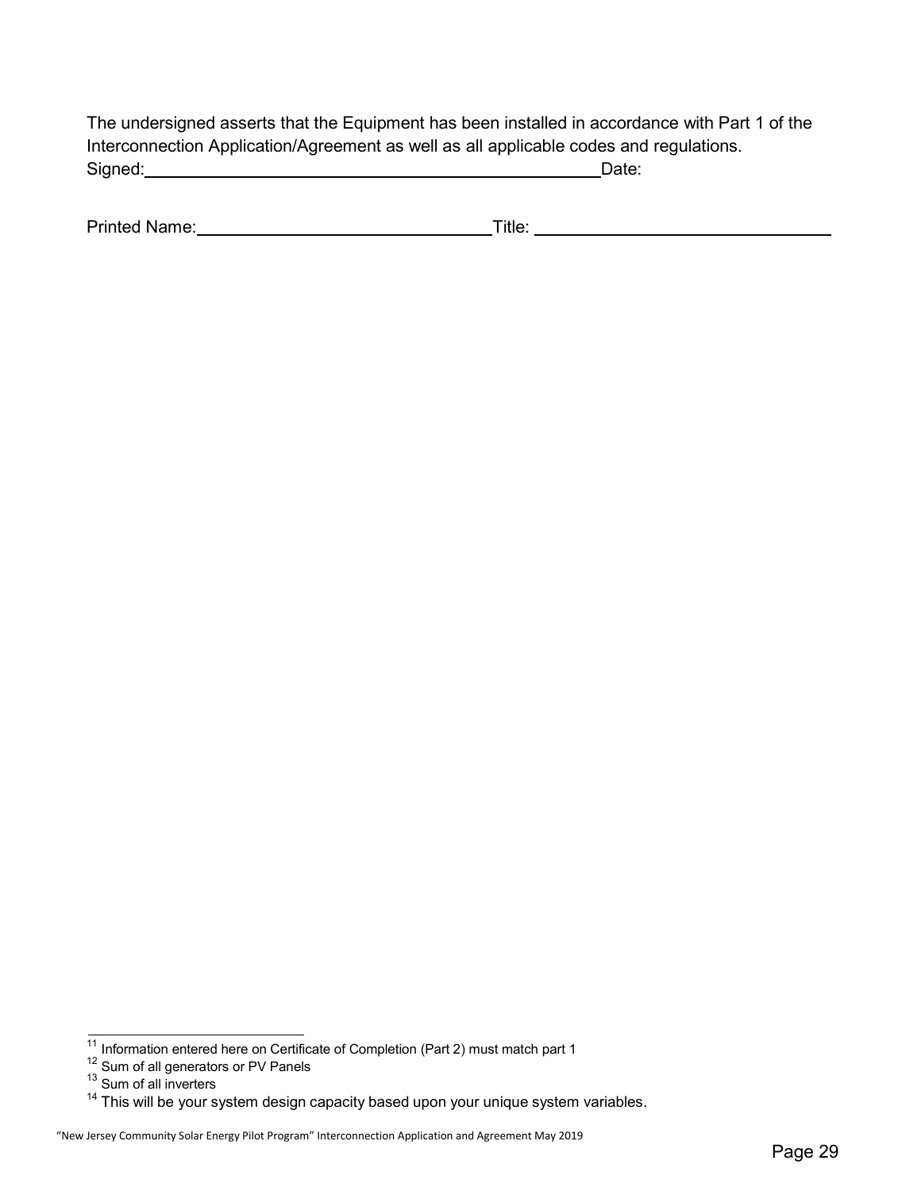The undersigned asserts that the Equipment has been installed in accordance with Part 1 of the Interconnection Application/Agreement as well as all applicable codes and regulations.

Signed:______________________________________________Date:

Printed Name:_______________________________Title: _______________________________

---

[11] Information entered here on Certificate of Completion (Part 2) must match part 1

[12] Sum of all generators or PV Panels

[13] Sum of all inverters

[14] This will be your system design capacity based upon your unique system variables.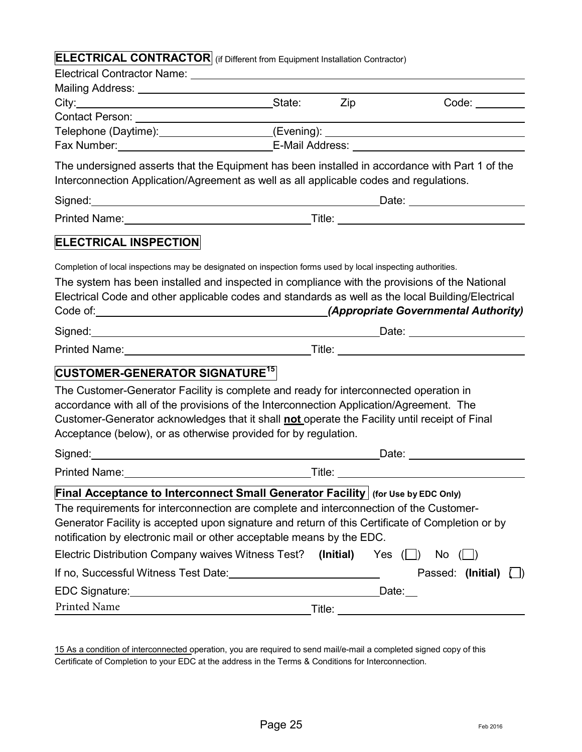**ELECTRICAL CONTRACTOR** (if Different from Equipment Installation Contractor)

Electrical Contractor Name: ______________________________

Mailing Address: ______________________________

City: ______________________ State: ______ Zip Code: __________

Contact Person: ______________________________

Telephone (Daytime): ______________ (Evening): ______________

Fax Number: ______________ E-Mail Address: ______________

The undersigned asserts that the Equipment has been installed in accordance with Part 1 of the Interconnection Application/Agreement as well as all applicable codes and regulations.

Signed: ______________________________ Date: ______________

Printed Name: ______________________ Title: ______________________

**ELECTRICAL INSPECTION**

Completion of local inspections may be designated on inspection forms used by local inspecting authorities.

The system has been installed and inspected in compliance with the provisions of the National Electrical Code and other applicable codes and standards as well as the local Building/Electrical Code of: ______________________ ***(Appropriate Governmental Authority)***

Signed: ______________________________ Date: ______________

Printed Name: ______________________ Title: ______________________

**CUSTOMER-GENERATOR SIGNATURE**[15]

The Customer-Generator Facility is complete and ready for interconnected operation in accordance with all of the provisions of the Interconnection Application/Agreement. The Customer-Generator acknowledges that it shall **not** operate the Facility until receipt of Final Acceptance (below), or as otherwise provided for by regulation.

Signed: ______________________________ Date: ______________

Printed Name: ______________________ Title: ______________________

**Final Acceptance to Interconnect Small Generator Facility** **(for Use by EDC Only)**

The requirements for interconnection are complete and interconnection of the Customer-Generator Facility is accepted upon signature and return of this Certificate of Completion or by notification by electronic mail or other acceptable means by the EDC.

Electric Distribution Company waives Witness Test? **(Initial)** Yes (☐) No (☐)

If no, Successful Witness Test Date: ______________________ Passed: **(Initial)** (☐)

EDC Signature: ______________________________ Date: ____

Printed Name ______________________ Title: ______________________

15 As a condition of interconnected operation, you are required to send mail/e-mail a completed signed copy of this Certificate of Completion to your EDC at the address in the Terms & Conditions for Interconnection.